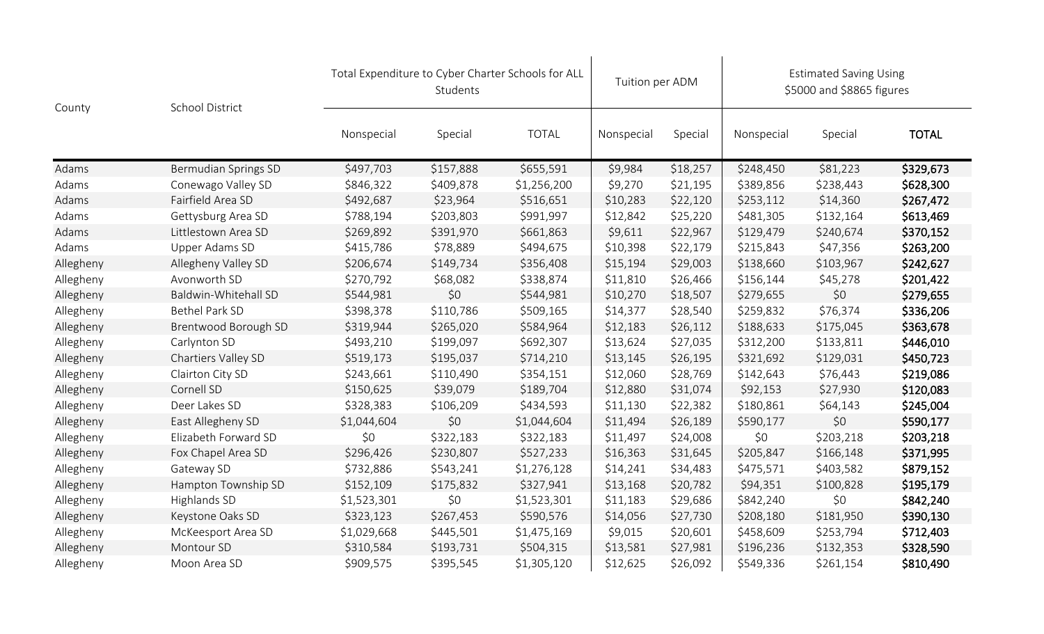| County | School District | Total Expenditure to Cyber Charter Schools for ALL Students | | | Tuition per ADM | | Estimated Saving Using $5000 and $8865 figures | | |
|---|---|---|---|---|---|---|---|---|---|
| | | Nonspecial | Special | TOTAL | Nonspecial | Special | Nonspecial | Special | **TOTAL** |
| Adams | Bermudian Springs SD | $497,703 | $157,888 | $655,591 | $9,984 | $18,257 | $248,450 | $81,223 | **$329,673** |
| Adams | Conewago Valley SD | $846,322 | $409,878 | $1,256,200 | $9,270 | $21,195 | $389,856 | $238,443 | **$628,300** |
| Adams | Fairfield Area SD | $492,687 | $23,964 | $516,651 | $10,283 | $22,120 | $253,112 | $14,360 | **$267,472** |
| Adams | Gettysburg Area SD | $788,194 | $203,803 | $991,997 | $12,842 | $25,220 | $481,305 | $132,164 | **$613,469** |
| Adams | Littlestown Area SD | $269,892 | $391,970 | $661,863 | $9,611 | $22,967 | $129,479 | $240,674 | **$370,152** |
| Adams | Upper Adams SD | $415,786 | $78,889 | $494,675 | $10,398 | $22,179 | $215,843 | $47,356 | **$263,200** |
| Allegheny | Allegheny Valley SD | $206,674 | $149,734 | $356,408 | $15,194 | $29,003 | $138,660 | $103,967 | **$242,627** |
| Allegheny | Avonworth SD | $270,792 | $68,082 | $338,874 | $11,810 | $26,466 | $156,144 | $45,278 | **$201,422** |
| Allegheny | Baldwin-Whitehall SD | $544,981 | $0 | $544,981 | $10,270 | $18,507 | $279,655 | $0 | **$279,655** |
| Allegheny | Bethel Park SD | $398,378 | $110,786 | $509,165 | $14,377 | $28,540 | $259,832 | $76,374 | **$336,206** |
| Allegheny | Brentwood Borough SD | $319,944 | $265,020 | $584,964 | $12,183 | $26,112 | $188,633 | $175,045 | **$363,678** |
| Allegheny | Carlynton SD | $493,210 | $199,097 | $692,307 | $13,624 | $27,035 | $312,200 | $133,811 | **$446,010** |
| Allegheny | Chartiers Valley SD | $519,173 | $195,037 | $714,210 | $13,145 | $26,195 | $321,692 | $129,031 | **$450,723** |
| Allegheny | Clairton City SD | $243,661 | $110,490 | $354,151 | $12,060 | $28,769 | $142,643 | $76,443 | **$219,086** |
| Allegheny | Cornell SD | $150,625 | $39,079 | $189,704 | $12,880 | $31,074 | $92,153 | $27,930 | **$120,083** |
| Allegheny | Deer Lakes SD | $328,383 | $106,209 | $434,593 | $11,130 | $22,382 | $180,861 | $64,143 | **$245,004** |
| Allegheny | East Allegheny SD | $1,044,604 | $0 | $1,044,604 | $11,494 | $26,189 | $590,177 | $0 | **$590,177** |
| Allegheny | Elizabeth Forward SD | $0 | $322,183 | $322,183 | $11,497 | $24,008 | $0 | $203,218 | **$203,218** |
| Allegheny | Fox Chapel Area SD | $296,426 | $230,807 | $527,233 | $16,363 | $31,645 | $205,847 | $166,148 | **$371,995** |
| Allegheny | Gateway SD | $732,886 | $543,241 | $1,276,128 | $14,241 | $34,483 | $475,571 | $403,582 | **$879,152** |
| Allegheny | Hampton Township SD | $152,109 | $175,832 | $327,941 | $13,168 | $20,782 | $94,351 | $100,828 | **$195,179** |
| Allegheny | Highlands SD | $1,523,301 | $0 | $1,523,301 | $11,183 | $29,686 | $842,240 | $0 | **$842,240** |
| Allegheny | Keystone Oaks SD | $323,123 | $267,453 | $590,576 | $14,056 | $27,730 | $208,180 | $181,950 | **$390,130** |
| Allegheny | McKeesport Area SD | $1,029,668 | $445,501 | $1,475,169 | $9,015 | $20,601 | $458,609 | $253,794 | **$712,403** |
| Allegheny | Montour SD | $310,584 | $193,731 | $504,315 | $13,581 | $27,981 | $196,236 | $132,353 | **$328,590** |
| Allegheny | Moon Area SD | $909,575 | $395,545 | $1,305,120 | $12,625 | $26,092 | $549,336 | $261,154 | **$810,490** |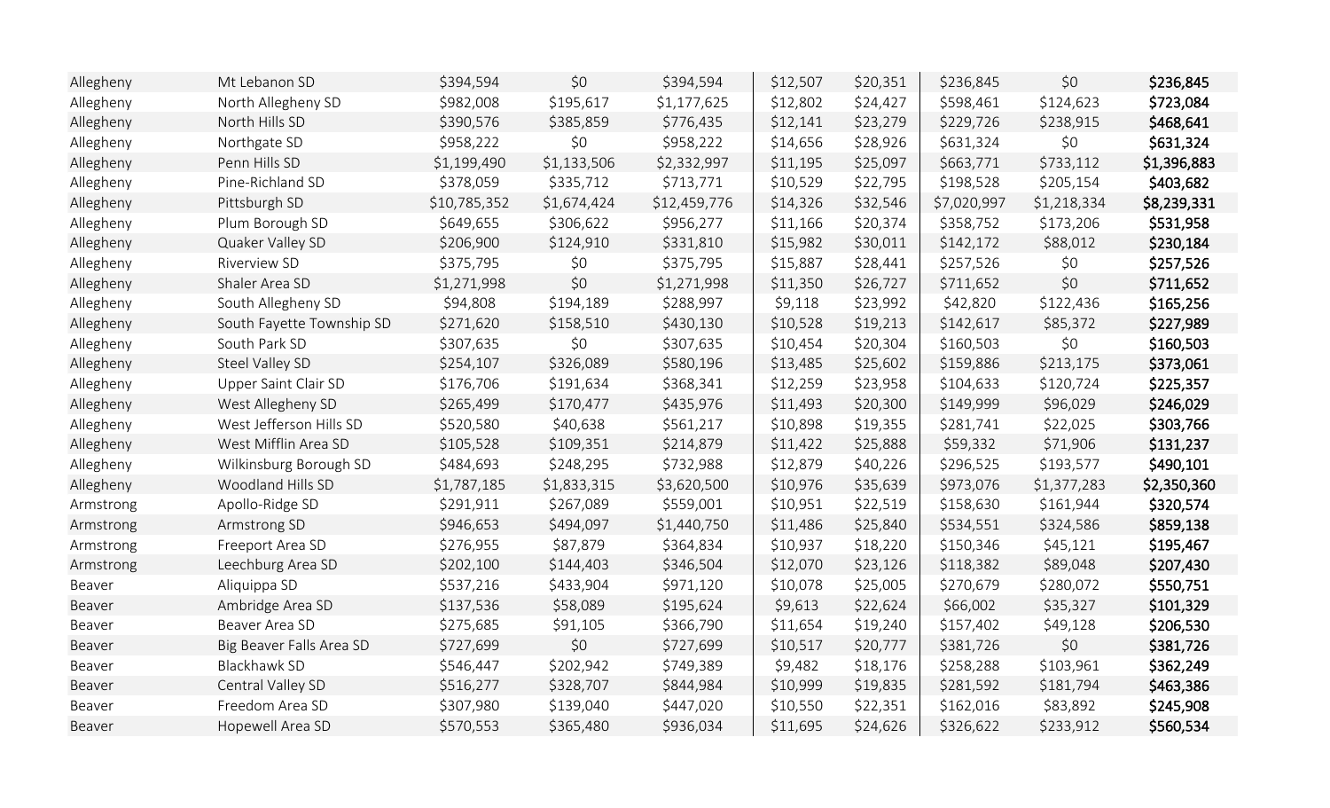| | | | | | | | | | |
|---|---|---|---|---|---|---|---|---|---|
| Allegheny | Mt Lebanon SD | $394,594 | $0 | $394,594 | $12,507 | $20,351 | $236,845 | $0 | **$236,845** |
| Allegheny | North Allegheny SD | $982,008 | $195,617 | $1,177,625 | $12,802 | $24,427 | $598,461 | $124,623 | **$723,084** |
| Allegheny | North Hills SD | $390,576 | $385,859 | $776,435 | $12,141 | $23,279 | $229,726 | $238,915 | **$468,641** |
| Allegheny | Northgate SD | $958,222 | $0 | $958,222 | $14,656 | $28,926 | $631,324 | $0 | **$631,324** |
| Allegheny | Penn Hills SD | $1,199,490 | $1,133,506 | $2,332,997 | $11,195 | $25,097 | $663,771 | $733,112 | **$1,396,883** |
| Allegheny | Pine-Richland SD | $378,059 | $335,712 | $713,771 | $10,529 | $22,795 | $198,528 | $205,154 | **$403,682** |
| Allegheny | Pittsburgh SD | $10,785,352 | $1,674,424 | $12,459,776 | $14,326 | $32,546 | $7,020,997 | $1,218,334 | **$8,239,331** |
| Allegheny | Plum Borough SD | $649,655 | $306,622 | $956,277 | $11,166 | $20,374 | $358,752 | $173,206 | **$531,958** |
| Allegheny | Quaker Valley SD | $206,900 | $124,910 | $331,810 | $15,982 | $30,011 | $142,172 | $88,012 | **$230,184** |
| Allegheny | Riverview SD | $375,795 | $0 | $375,795 | $15,887 | $28,441 | $257,526 | $0 | **$257,526** |
| Allegheny | Shaler Area SD | $1,271,998 | $0 | $1,271,998 | $11,350 | $26,727 | $711,652 | $0 | **$711,652** |
| Allegheny | South Allegheny SD | $94,808 | $194,189 | $288,997 | $9,118 | $23,992 | $42,820 | $122,436 | **$165,256** |
| Allegheny | South Fayette Township SD | $271,620 | $158,510 | $430,130 | $10,528 | $19,213 | $142,617 | $85,372 | **$227,989** |
| Allegheny | South Park SD | $307,635 | $0 | $307,635 | $10,454 | $20,304 | $160,503 | $0 | **$160,503** |
| Allegheny | Steel Valley SD | $254,107 | $326,089 | $580,196 | $13,485 | $25,602 | $159,886 | $213,175 | **$373,061** |
| Allegheny | Upper Saint Clair SD | $176,706 | $191,634 | $368,341 | $12,259 | $23,958 | $104,633 | $120,724 | **$225,357** |
| Allegheny | West Allegheny SD | $265,499 | $170,477 | $435,976 | $11,493 | $20,300 | $149,999 | $96,029 | **$246,029** |
| Allegheny | West Jefferson Hills SD | $520,580 | $40,638 | $561,217 | $10,898 | $19,355 | $281,741 | $22,025 | **$303,766** |
| Allegheny | West Mifflin Area SD | $105,528 | $109,351 | $214,879 | $11,422 | $25,888 | $59,332 | $71,906 | **$131,237** |
| Allegheny | Wilkinsburg Borough SD | $484,693 | $248,295 | $732,988 | $12,879 | $40,226 | $296,525 | $193,577 | **$490,101** |
| Allegheny | Woodland Hills SD | $1,787,185 | $1,833,315 | $3,620,500 | $10,976 | $35,639 | $973,076 | $1,377,283 | **$2,350,360** |
| Armstrong | Apollo-Ridge SD | $291,911 | $267,089 | $559,001 | $10,951 | $22,519 | $158,630 | $161,944 | **$320,574** |
| Armstrong | Armstrong SD | $946,653 | $494,097 | $1,440,750 | $11,486 | $25,840 | $534,551 | $324,586 | **$859,138** |
| Armstrong | Freeport Area SD | $276,955 | $87,879 | $364,834 | $10,937 | $18,220 | $150,346 | $45,121 | **$195,467** |
| Armstrong | Leechburg Area SD | $202,100 | $144,403 | $346,504 | $12,070 | $23,126 | $118,382 | $89,048 | **$207,430** |
| Beaver | Aliquippa SD | $537,216 | $433,904 | $971,120 | $10,078 | $25,005 | $270,679 | $280,072 | **$550,751** |
| Beaver | Ambridge Area SD | $137,536 | $58,089 | $195,624 | $9,613 | $22,624 | $66,002 | $35,327 | **$101,329** |
| Beaver | Beaver Area SD | $275,685 | $91,105 | $366,790 | $11,654 | $19,240 | $157,402 | $49,128 | **$206,530** |
| Beaver | Big Beaver Falls Area SD | $727,699 | $0 | $727,699 | $10,517 | $20,777 | $381,726 | $0 | **$381,726** |
| Beaver | Blackhawk SD | $546,447 | $202,942 | $749,389 | $9,482 | $18,176 | $258,288 | $103,961 | **$362,249** |
| Beaver | Central Valley SD | $516,277 | $328,707 | $844,984 | $10,999 | $19,835 | $281,592 | $181,794 | **$463,386** |
| Beaver | Freedom Area SD | $307,980 | $139,040 | $447,020 | $10,550 | $22,351 | $162,016 | $83,892 | **$245,908** |
| Beaver | Hopewell Area SD | $570,553 | $365,480 | $936,034 | $11,695 | $24,626 | $326,622 | $233,912 | **$560,534** |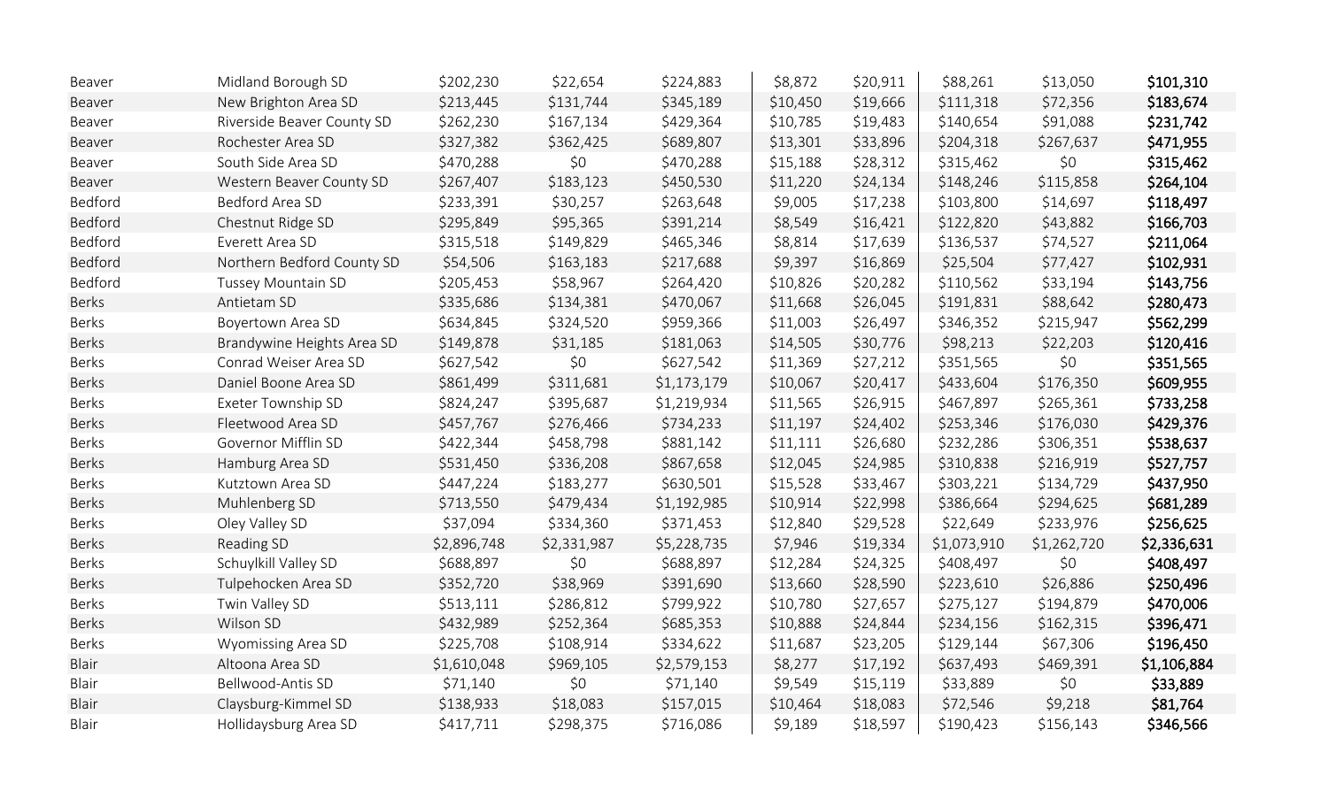| | | | | | | | | | |
|---|---|---|---|---|---|---|---|---|---|
| Beaver | Midland Borough SD | $202,230 | $22,654 | $224,883 | $8,872 | $20,911 | $88,261 | $13,050 | **$101,310** |
| Beaver | New Brighton Area SD | $213,445 | $131,744 | $345,189 | $10,450 | $19,666 | $111,318 | $72,356 | **$183,674** |
| Beaver | Riverside Beaver County SD | $262,230 | $167,134 | $429,364 | $10,785 | $19,483 | $140,654 | $91,088 | **$231,742** |
| Beaver | Rochester Area SD | $327,382 | $362,425 | $689,807 | $13,301 | $33,896 | $204,318 | $267,637 | **$471,955** |
| Beaver | South Side Area SD | $470,288 | $0 | $470,288 | $15,188 | $28,312 | $315,462 | $0 | **$315,462** |
| Beaver | Western Beaver County SD | $267,407 | $183,123 | $450,530 | $11,220 | $24,134 | $148,246 | $115,858 | **$264,104** |
| Bedford | Bedford Area SD | $233,391 | $30,257 | $263,648 | $9,005 | $17,238 | $103,800 | $14,697 | **$118,497** |
| Bedford | Chestnut Ridge SD | $295,849 | $95,365 | $391,214 | $8,549 | $16,421 | $122,820 | $43,882 | **$166,703** |
| Bedford | Everett Area SD | $315,518 | $149,829 | $465,346 | $8,814 | $17,639 | $136,537 | $74,527 | **$211,064** |
| Bedford | Northern Bedford County SD | $54,506 | $163,183 | $217,688 | $9,397 | $16,869 | $25,504 | $77,427 | **$102,931** |
| Bedford | Tussey Mountain SD | $205,453 | $58,967 | $264,420 | $10,826 | $20,282 | $110,562 | $33,194 | **$143,756** |
| Berks | Antietam SD | $335,686 | $134,381 | $470,067 | $11,668 | $26,045 | $191,831 | $88,642 | **$280,473** |
| Berks | Boyertown Area SD | $634,845 | $324,520 | $959,366 | $11,003 | $26,497 | $346,352 | $215,947 | **$562,299** |
| Berks | Brandywine Heights Area SD | $149,878 | $31,185 | $181,063 | $14,505 | $30,776 | $98,213 | $22,203 | **$120,416** |
| Berks | Conrad Weiser Area SD | $627,542 | $0 | $627,542 | $11,369 | $27,212 | $351,565 | $0 | **$351,565** |
| Berks | Daniel Boone Area SD | $861,499 | $311,681 | $1,173,179 | $10,067 | $20,417 | $433,604 | $176,350 | **$609,955** |
| Berks | Exeter Township SD | $824,247 | $395,687 | $1,219,934 | $11,565 | $26,915 | $467,897 | $265,361 | **$733,258** |
| Berks | Fleetwood Area SD | $457,767 | $276,466 | $734,233 | $11,197 | $24,402 | $253,346 | $176,030 | **$429,376** |
| Berks | Governor Mifflin SD | $422,344 | $458,798 | $881,142 | $11,111 | $26,680 | $232,286 | $306,351 | **$538,637** |
| Berks | Hamburg Area SD | $531,450 | $336,208 | $867,658 | $12,045 | $24,985 | $310,838 | $216,919 | **$527,757** |
| Berks | Kutztown Area SD | $447,224 | $183,277 | $630,501 | $15,528 | $33,467 | $303,221 | $134,729 | **$437,950** |
| Berks | Muhlenberg SD | $713,550 | $479,434 | $1,192,985 | $10,914 | $22,998 | $386,664 | $294,625 | **$681,289** |
| Berks | Oley Valley SD | $37,094 | $334,360 | $371,453 | $12,840 | $29,528 | $22,649 | $233,976 | **$256,625** |
| Berks | Reading SD | $2,896,748 | $2,331,987 | $5,228,735 | $7,946 | $19,334 | $1,073,910 | $1,262,720 | **$2,336,631** |
| Berks | Schuylkill Valley SD | $688,897 | $0 | $688,897 | $12,284 | $24,325 | $408,497 | $0 | **$408,497** |
| Berks | Tulpehocken Area SD | $352,720 | $38,969 | $391,690 | $13,660 | $28,590 | $223,610 | $26,886 | **$250,496** |
| Berks | Twin Valley SD | $513,111 | $286,812 | $799,922 | $10,780 | $27,657 | $275,127 | $194,879 | **$470,006** |
| Berks | Wilson SD | $432,989 | $252,364 | $685,353 | $10,888 | $24,844 | $234,156 | $162,315 | **$396,471** |
| Berks | Wyomissing Area SD | $225,708 | $108,914 | $334,622 | $11,687 | $23,205 | $129,144 | $67,306 | **$196,450** |
| Blair | Altoona Area SD | $1,610,048 | $969,105 | $2,579,153 | $8,277 | $17,192 | $637,493 | $469,391 | **$1,106,884** |
| Blair | Bellwood-Antis SD | $71,140 | $0 | $71,140 | $9,549 | $15,119 | $33,889 | $0 | **$33,889** |
| Blair | Claysburg-Kimmel SD | $138,933 | $18,083 | $157,015 | $10,464 | $18,083 | $72,546 | $9,218 | **$81,764** |
| Blair | Hollidaysburg Area SD | $417,711 | $298,375 | $716,086 | $9,189 | $18,597 | $190,423 | $156,143 | **$346,566** |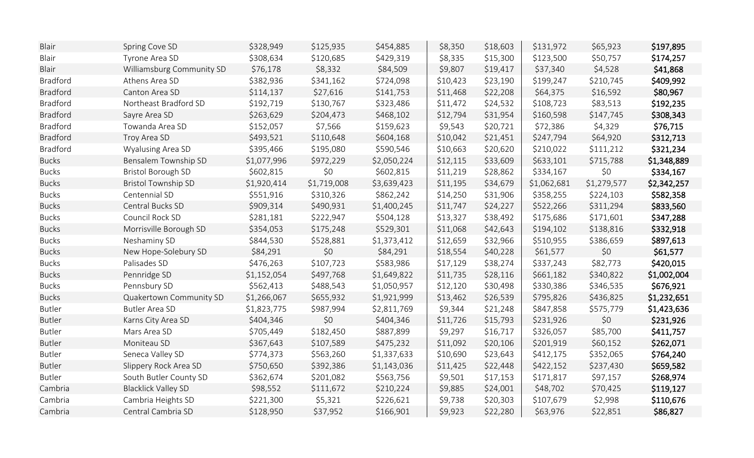| | | | | | | | | | |
|---|---|---|---|---|---|---|---|---|---|
| Blair | Spring Cove SD | $328,949 | $125,935 | $454,885 | $8,350 | $18,603 | $131,972 | $65,923 | **$197,895** |
| Blair | Tyrone Area SD | $308,634 | $120,685 | $429,319 | $8,335 | $15,300 | $123,500 | $50,757 | **$174,257** |
| Blair | Williamsburg Community SD | $76,178 | $8,332 | $84,509 | $9,807 | $19,417 | $37,340 | $4,528 | **$41,868** |
| Bradford | Athens Area SD | $382,936 | $341,162 | $724,098 | $10,423 | $23,190 | $199,247 | $210,745 | **$409,992** |
| Bradford | Canton Area SD | $114,137 | $27,616 | $141,753 | $11,468 | $22,208 | $64,375 | $16,592 | **$80,967** |
| Bradford | Northeast Bradford SD | $192,719 | $130,767 | $323,486 | $11,472 | $24,532 | $108,723 | $83,513 | **$192,235** |
| Bradford | Sayre Area SD | $263,629 | $204,473 | $468,102 | $12,794 | $31,954 | $160,598 | $147,745 | **$308,343** |
| Bradford | Towanda Area SD | $152,057 | $7,566 | $159,623 | $9,543 | $20,721 | $72,386 | $4,329 | **$76,715** |
| Bradford | Troy Area SD | $493,521 | $110,648 | $604,168 | $10,042 | $21,451 | $247,794 | $64,920 | **$312,713** |
| Bradford | Wyalusing Area SD | $395,466 | $195,080 | $590,546 | $10,663 | $20,620 | $210,022 | $111,212 | **$321,234** |
| Bucks | Bensalem Township SD | $1,077,996 | $972,229 | $2,050,224 | $12,115 | $33,609 | $633,101 | $715,788 | **$1,348,889** |
| Bucks | Bristol Borough SD | $602,815 | $0 | $602,815 | $11,219 | $28,862 | $334,167 | $0 | **$334,167** |
| Bucks | Bristol Township SD | $1,920,414 | $1,719,008 | $3,639,423 | $11,195 | $34,679 | $1,062,681 | $1,279,577 | **$2,342,257** |
| Bucks | Centennial SD | $551,916 | $310,326 | $862,242 | $14,250 | $31,906 | $358,255 | $224,103 | **$582,358** |
| Bucks | Central Bucks SD | $909,314 | $490,931 | $1,400,245 | $11,747 | $24,227 | $522,266 | $311,294 | **$833,560** |
| Bucks | Council Rock SD | $281,181 | $222,947 | $504,128 | $13,327 | $38,492 | $175,686 | $171,601 | **$347,288** |
| Bucks | Morrisville Borough SD | $354,053 | $175,248 | $529,301 | $11,068 | $42,643 | $194,102 | $138,816 | **$332,918** |
| Bucks | Neshaminy SD | $844,530 | $528,881 | $1,373,412 | $12,659 | $32,966 | $510,955 | $386,659 | **$897,613** |
| Bucks | New Hope-Solebury SD | $84,291 | $0 | $84,291 | $18,554 | $40,228 | $61,577 | $0 | **$61,577** |
| Bucks | Palisades SD | $476,263 | $107,723 | $583,986 | $17,129 | $38,274 | $337,243 | $82,773 | **$420,015** |
| Bucks | Pennridge SD | $1,152,054 | $497,768 | $1,649,822 | $11,735 | $28,116 | $661,182 | $340,822 | **$1,002,004** |
| Bucks | Pennsbury SD | $562,413 | $488,543 | $1,050,957 | $12,120 | $30,498 | $330,386 | $346,535 | **$676,921** |
| Bucks | Quakertown Community SD | $1,266,067 | $655,932 | $1,921,999 | $13,462 | $26,539 | $795,826 | $436,825 | **$1,232,651** |
| Butler | Butler Area SD | $1,823,775 | $987,994 | $2,811,769 | $9,344 | $21,248 | $847,858 | $575,779 | **$1,423,636** |
| Butler | Karns City Area SD | $404,346 | $0 | $404,346 | $11,726 | $15,793 | $231,926 | $0 | **$231,926** |
| Butler | Mars Area SD | $705,449 | $182,450 | $887,899 | $9,297 | $16,717 | $326,057 | $85,700 | **$411,757** |
| Butler | Moniteau SD | $367,643 | $107,589 | $475,232 | $11,092 | $20,106 | $201,919 | $60,152 | **$262,071** |
| Butler | Seneca Valley SD | $774,373 | $563,260 | $1,337,633 | $10,690 | $23,643 | $412,175 | $352,065 | **$764,240** |
| Butler | Slippery Rock Area SD | $750,650 | $392,386 | $1,143,036 | $11,425 | $22,448 | $422,152 | $237,430 | **$659,582** |
| Butler | South Butler County SD | $362,674 | $201,082 | $563,756 | $9,501 | $17,153 | $171,817 | $97,157 | **$268,974** |
| Cambria | Blacklick Valley SD | $98,552 | $111,672 | $210,224 | $9,885 | $24,001 | $48,702 | $70,425 | **$119,127** |
| Cambria | Cambria Heights SD | $221,300 | $5,321 | $226,621 | $9,738 | $20,303 | $107,679 | $2,998 | **$110,676** |
| Cambria | Central Cambria SD | $128,950 | $37,952 | $166,901 | $9,923 | $22,280 | $63,976 | $22,851 | **$86,827** |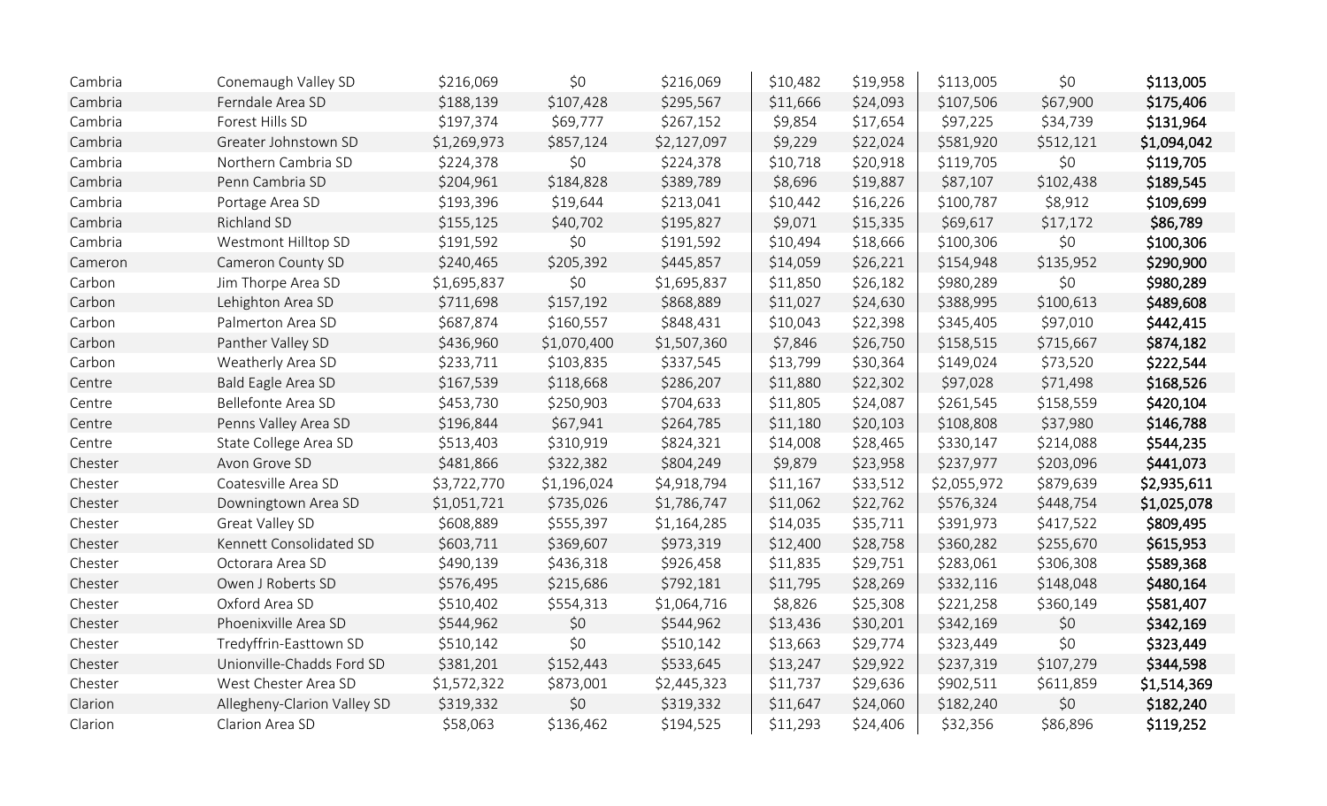| | | | | | | | | | |
|---|---|---|---|---|---|---|---|---|---|
| Cambria | Conemaugh Valley SD | $216,069 | $0 | $216,069 | $10,482 | $19,958 | $113,005 | $0 | **$113,005** |
| Cambria | Ferndale Area SD | $188,139 | $107,428 | $295,567 | $11,666 | $24,093 | $107,506 | $67,900 | **$175,406** |
| Cambria | Forest Hills SD | $197,374 | $69,777 | $267,152 | $9,854 | $17,654 | $97,225 | $34,739 | **$131,964** |
| Cambria | Greater Johnstown SD | $1,269,973 | $857,124 | $2,127,097 | $9,229 | $22,024 | $581,920 | $512,121 | **$1,094,042** |
| Cambria | Northern Cambria SD | $224,378 | $0 | $224,378 | $10,718 | $20,918 | $119,705 | $0 | **$119,705** |
| Cambria | Penn Cambria SD | $204,961 | $184,828 | $389,789 | $8,696 | $19,887 | $87,107 | $102,438 | **$189,545** |
| Cambria | Portage Area SD | $193,396 | $19,644 | $213,041 | $10,442 | $16,226 | $100,787 | $8,912 | **$109,699** |
| Cambria | Richland SD | $155,125 | $40,702 | $195,827 | $9,071 | $15,335 | $69,617 | $17,172 | **$86,789** |
| Cambria | Westmont Hilltop SD | $191,592 | $0 | $191,592 | $10,494 | $18,666 | $100,306 | $0 | **$100,306** |
| Cameron | Cameron County SD | $240,465 | $205,392 | $445,857 | $14,059 | $26,221 | $154,948 | $135,952 | **$290,900** |
| Carbon | Jim Thorpe Area SD | $1,695,837 | $0 | $1,695,837 | $11,850 | $26,182 | $980,289 | $0 | **$980,289** |
| Carbon | Lehighton Area SD | $711,698 | $157,192 | $868,889 | $11,027 | $24,630 | $388,995 | $100,613 | **$489,608** |
| Carbon | Palmerton Area SD | $687,874 | $160,557 | $848,431 | $10,043 | $22,398 | $345,405 | $97,010 | **$442,415** |
| Carbon | Panther Valley SD | $436,960 | $1,070,400 | $1,507,360 | $7,846 | $26,750 | $158,515 | $715,667 | **$874,182** |
| Carbon | Weatherly Area SD | $233,711 | $103,835 | $337,545 | $13,799 | $30,364 | $149,024 | $73,520 | **$222,544** |
| Centre | Bald Eagle Area SD | $167,539 | $118,668 | $286,207 | $11,880 | $22,302 | $97,028 | $71,498 | **$168,526** |
| Centre | Bellefonte Area SD | $453,730 | $250,903 | $704,633 | $11,805 | $24,087 | $261,545 | $158,559 | **$420,104** |
| Centre | Penns Valley Area SD | $196,844 | $67,941 | $264,785 | $11,180 | $20,103 | $108,808 | $37,980 | **$146,788** |
| Centre | State College Area SD | $513,403 | $310,919 | $824,321 | $14,008 | $28,465 | $330,147 | $214,088 | **$544,235** |
| Chester | Avon Grove SD | $481,866 | $322,382 | $804,249 | $9,879 | $23,958 | $237,977 | $203,096 | **$441,073** |
| Chester | Coatesville Area SD | $3,722,770 | $1,196,024 | $4,918,794 | $11,167 | $33,512 | $2,055,972 | $879,639 | **$2,935,611** |
| Chester | Downingtown Area SD | $1,051,721 | $735,026 | $1,786,747 | $11,062 | $22,762 | $576,324 | $448,754 | **$1,025,078** |
| Chester | Great Valley SD | $608,889 | $555,397 | $1,164,285 | $14,035 | $35,711 | $391,973 | $417,522 | **$809,495** |
| Chester | Kennett Consolidated SD | $603,711 | $369,607 | $973,319 | $12,400 | $28,758 | $360,282 | $255,670 | **$615,953** |
| Chester | Octorara Area SD | $490,139 | $436,318 | $926,458 | $11,835 | $29,751 | $283,061 | $306,308 | **$589,368** |
| Chester | Owen J Roberts SD | $576,495 | $215,686 | $792,181 | $11,795 | $28,269 | $332,116 | $148,048 | **$480,164** |
| Chester | Oxford Area SD | $510,402 | $554,313 | $1,064,716 | $8,826 | $25,308 | $221,258 | $360,149 | **$581,407** |
| Chester | Phoenixville Area SD | $544,962 | $0 | $544,962 | $13,436 | $30,201 | $342,169 | $0 | **$342,169** |
| Chester | Tredyffrin-Easttown SD | $510,142 | $0 | $510,142 | $13,663 | $29,774 | $323,449 | $0 | **$323,449** |
| Chester | Unionville-Chadds Ford SD | $381,201 | $152,443 | $533,645 | $13,247 | $29,922 | $237,319 | $107,279 | **$344,598** |
| Chester | West Chester Area SD | $1,572,322 | $873,001 | $2,445,323 | $11,737 | $29,636 | $902,511 | $611,859 | **$1,514,369** |
| Clarion | Allegheny-Clarion Valley SD | $319,332 | $0 | $319,332 | $11,647 | $24,060 | $182,240 | $0 | **$182,240** |
| Clarion | Clarion Area SD | $58,063 | $136,462 | $194,525 | $11,293 | $24,406 | $32,356 | $86,896 | **$119,252** |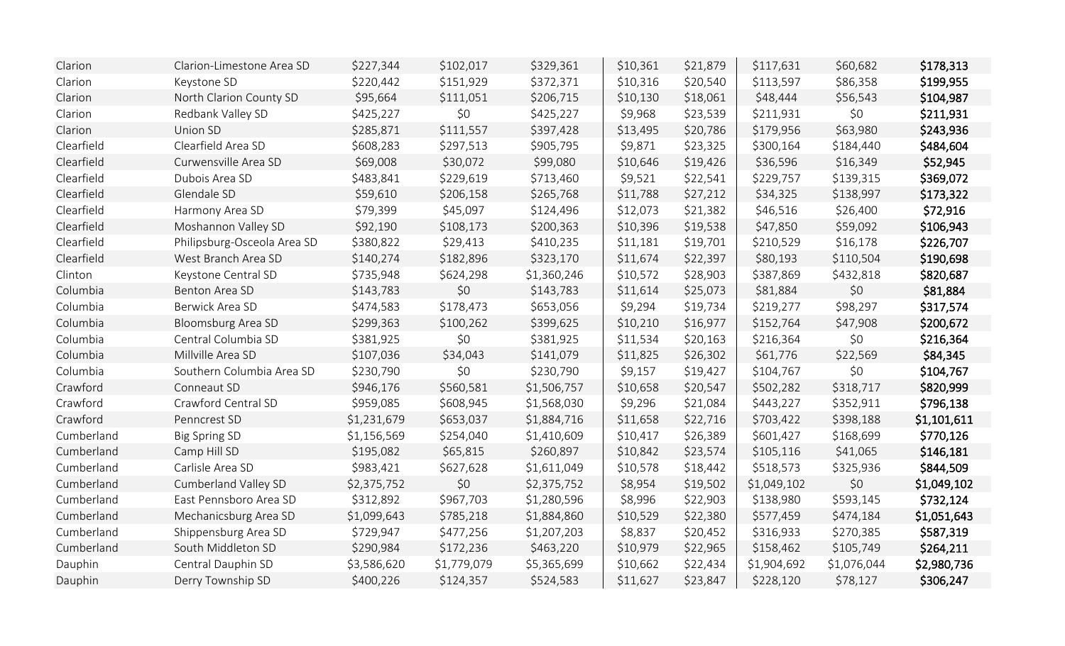| | | | | | | | | | |
|---|---|---|---|---|---|---|---|---|---|
| Clarion | Clarion-Limestone Area SD | $227,344 | $102,017 | $329,361 | $10,361 | $21,879 | $117,631 | $60,682 | **$178,313** |
| Clarion | Keystone SD | $220,442 | $151,929 | $372,371 | $10,316 | $20,540 | $113,597 | $86,358 | **$199,955** |
| Clarion | North Clarion County SD | $95,664 | $111,051 | $206,715 | $10,130 | $18,061 | $48,444 | $56,543 | **$104,987** |
| Clarion | Redbank Valley SD | $425,227 | $0 | $425,227 | $9,968 | $23,539 | $211,931 | $0 | **$211,931** |
| Clarion | Union SD | $285,871 | $111,557 | $397,428 | $13,495 | $20,786 | $179,956 | $63,980 | **$243,936** |
| Clearfield | Clearfield Area SD | $608,283 | $297,513 | $905,795 | $9,871 | $23,325 | $300,164 | $184,440 | **$484,604** |
| Clearfield | Curwensville Area SD | $69,008 | $30,072 | $99,080 | $10,646 | $19,426 | $36,596 | $16,349 | **$52,945** |
| Clearfield | Dubois Area SD | $483,841 | $229,619 | $713,460 | $9,521 | $22,541 | $229,757 | $139,315 | **$369,072** |
| Clearfield | Glendale SD | $59,610 | $206,158 | $265,768 | $11,788 | $27,212 | $34,325 | $138,997 | **$173,322** |
| Clearfield | Harmony Area SD | $79,399 | $45,097 | $124,496 | $12,073 | $21,382 | $46,516 | $26,400 | **$72,916** |
| Clearfield | Moshannon Valley SD | $92,190 | $108,173 | $200,363 | $10,396 | $19,538 | $47,850 | $59,092 | **$106,943** |
| Clearfield | Philipsburg-Osceola Area SD | $380,822 | $29,413 | $410,235 | $11,181 | $19,701 | $210,529 | $16,178 | **$226,707** |
| Clearfield | West Branch Area SD | $140,274 | $182,896 | $323,170 | $11,674 | $22,397 | $80,193 | $110,504 | **$190,698** |
| Clinton | Keystone Central SD | $735,948 | $624,298 | $1,360,246 | $10,572 | $28,903 | $387,869 | $432,818 | **$820,687** |
| Columbia | Benton Area SD | $143,783 | $0 | $143,783 | $11,614 | $25,073 | $81,884 | $0 | **$81,884** |
| Columbia | Berwick Area SD | $474,583 | $178,473 | $653,056 | $9,294 | $19,734 | $219,277 | $98,297 | **$317,574** |
| Columbia | Bloomsburg Area SD | $299,363 | $100,262 | $399,625 | $10,210 | $16,977 | $152,764 | $47,908 | **$200,672** |
| Columbia | Central Columbia SD | $381,925 | $0 | $381,925 | $11,534 | $20,163 | $216,364 | $0 | **$216,364** |
| Columbia | Millville Area SD | $107,036 | $34,043 | $141,079 | $11,825 | $26,302 | $61,776 | $22,569 | **$84,345** |
| Columbia | Southern Columbia Area SD | $230,790 | $0 | $230,790 | $9,157 | $19,427 | $104,767 | $0 | **$104,767** |
| Crawford | Conneaut SD | $946,176 | $560,581 | $1,506,757 | $10,658 | $20,547 | $502,282 | $318,717 | **$820,999** |
| Crawford | Crawford Central SD | $959,085 | $608,945 | $1,568,030 | $9,296 | $21,084 | $443,227 | $352,911 | **$796,138** |
| Crawford | Penncrest SD | $1,231,679 | $653,037 | $1,884,716 | $11,658 | $22,716 | $703,422 | $398,188 | **$1,101,611** |
| Cumberland | Big Spring SD | $1,156,569 | $254,040 | $1,410,609 | $10,417 | $26,389 | $601,427 | $168,699 | **$770,126** |
| Cumberland | Camp Hill SD | $195,082 | $65,815 | $260,897 | $10,842 | $23,574 | $105,116 | $41,065 | **$146,181** |
| Cumberland | Carlisle Area SD | $983,421 | $627,628 | $1,611,049 | $10,578 | $18,442 | $518,573 | $325,936 | **$844,509** |
| Cumberland | Cumberland Valley SD | $2,375,752 | $0 | $2,375,752 | $8,954 | $19,502 | $1,049,102 | $0 | **$1,049,102** |
| Cumberland | East Pennsboro Area SD | $312,892 | $967,703 | $1,280,596 | $8,996 | $22,903 | $138,980 | $593,145 | **$732,124** |
| Cumberland | Mechanicsburg Area SD | $1,099,643 | $785,218 | $1,884,860 | $10,529 | $22,380 | $577,459 | $474,184 | **$1,051,643** |
| Cumberland | Shippensburg Area SD | $729,947 | $477,256 | $1,207,203 | $8,837 | $20,452 | $316,933 | $270,385 | **$587,319** |
| Cumberland | South Middleton SD | $290,984 | $172,236 | $463,220 | $10,979 | $22,965 | $158,462 | $105,749 | **$264,211** |
| Dauphin | Central Dauphin SD | $3,586,620 | $1,779,079 | $5,365,699 | $10,662 | $22,434 | $1,904,692 | $1,076,044 | **$2,980,736** |
| Dauphin | Derry Township SD | $400,226 | $124,357 | $524,583 | $11,627 | $23,847 | $228,120 | $78,127 | **$306,247** |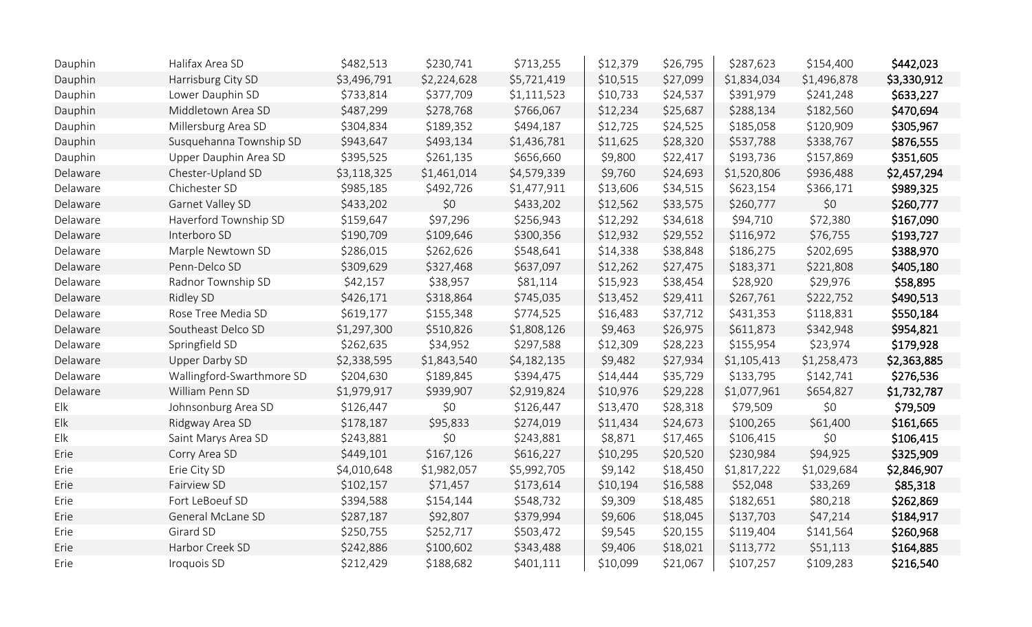| | | | | | | | | | |
|---|---|---|---|---|---|---|---|---|---|
| Dauphin | Halifax Area SD | $482,513 | $230,741 | $713,255 | $12,379 | $26,795 | $287,623 | $154,400 | **$442,023** |
| Dauphin | Harrisburg City SD | $3,496,791 | $2,224,628 | $5,721,419 | $10,515 | $27,099 | $1,834,034 | $1,496,878 | **$3,330,912** |
| Dauphin | Lower Dauphin SD | $733,814 | $377,709 | $1,111,523 | $10,733 | $24,537 | $391,979 | $241,248 | **$633,227** |
| Dauphin | Middletown Area SD | $487,299 | $278,768 | $766,067 | $12,234 | $25,687 | $288,134 | $182,560 | **$470,694** |
| Dauphin | Millersburg Area SD | $304,834 | $189,352 | $494,187 | $12,725 | $24,525 | $185,058 | $120,909 | **$305,967** |
| Dauphin | Susquehanna Township SD | $943,647 | $493,134 | $1,436,781 | $11,625 | $28,320 | $537,788 | $338,767 | **$876,555** |
| Dauphin | Upper Dauphin Area SD | $395,525 | $261,135 | $656,660 | $9,800 | $22,417 | $193,736 | $157,869 | **$351,605** |
| Delaware | Chester-Upland SD | $3,118,325 | $1,461,014 | $4,579,339 | $9,760 | $24,693 | $1,520,806 | $936,488 | **$2,457,294** |
| Delaware | Chichester SD | $985,185 | $492,726 | $1,477,911 | $13,606 | $34,515 | $623,154 | $366,171 | **$989,325** |
| Delaware | Garnet Valley SD | $433,202 | $0 | $433,202 | $12,562 | $33,575 | $260,777 | $0 | **$260,777** |
| Delaware | Haverford Township SD | $159,647 | $97,296 | $256,943 | $12,292 | $34,618 | $94,710 | $72,380 | **$167,090** |
| Delaware | Interboro SD | $190,709 | $109,646 | $300,356 | $12,932 | $29,552 | $116,972 | $76,755 | **$193,727** |
| Delaware | Marple Newtown SD | $286,015 | $262,626 | $548,641 | $14,338 | $38,848 | $186,275 | $202,695 | **$388,970** |
| Delaware | Penn-Delco SD | $309,629 | $327,468 | $637,097 | $12,262 | $27,475 | $183,371 | $221,808 | **$405,180** |
| Delaware | Radnor Township SD | $42,157 | $38,957 | $81,114 | $15,923 | $38,454 | $28,920 | $29,976 | **$58,895** |
| Delaware | Ridley SD | $426,171 | $318,864 | $745,035 | $13,452 | $29,411 | $267,761 | $222,752 | **$490,513** |
| Delaware | Rose Tree Media SD | $619,177 | $155,348 | $774,525 | $16,483 | $37,712 | $431,353 | $118,831 | **$550,184** |
| Delaware | Southeast Delco SD | $1,297,300 | $510,826 | $1,808,126 | $9,463 | $26,975 | $611,873 | $342,948 | **$954,821** |
| Delaware | Springfield SD | $262,635 | $34,952 | $297,588 | $12,309 | $28,223 | $155,954 | $23,974 | **$179,928** |
| Delaware | Upper Darby SD | $2,338,595 | $1,843,540 | $4,182,135 | $9,482 | $27,934 | $1,105,413 | $1,258,473 | **$2,363,885** |
| Delaware | Wallingford-Swarthmore SD | $204,630 | $189,845 | $394,475 | $14,444 | $35,729 | $133,795 | $142,741 | **$276,536** |
| Delaware | William Penn SD | $1,979,917 | $939,907 | $2,919,824 | $10,976 | $29,228 | $1,077,961 | $654,827 | **$1,732,787** |
| Elk | Johnsonburg Area SD | $126,447 | $0 | $126,447 | $13,470 | $28,318 | $79,509 | $0 | **$79,509** |
| Elk | Ridgway Area SD | $178,187 | $95,833 | $274,019 | $11,434 | $24,673 | $100,265 | $61,400 | **$161,665** |
| Elk | Saint Marys Area SD | $243,881 | $0 | $243,881 | $8,871 | $17,465 | $106,415 | $0 | **$106,415** |
| Erie | Corry Area SD | $449,101 | $167,126 | $616,227 | $10,295 | $20,520 | $230,984 | $94,925 | **$325,909** |
| Erie | Erie City SD | $4,010,648 | $1,982,057 | $5,992,705 | $9,142 | $18,450 | $1,817,222 | $1,029,684 | **$2,846,907** |
| Erie | Fairview SD | $102,157 | $71,457 | $173,614 | $10,194 | $16,588 | $52,048 | $33,269 | **$85,318** |
| Erie | Fort LeBoeuf SD | $394,588 | $154,144 | $548,732 | $9,309 | $18,485 | $182,651 | $80,218 | **$262,869** |
| Erie | General McLane SD | $287,187 | $92,807 | $379,994 | $9,606 | $18,045 | $137,703 | $47,214 | **$184,917** |
| Erie | Girard SD | $250,755 | $252,717 | $503,472 | $9,545 | $20,155 | $119,404 | $141,564 | **$260,968** |
| Erie | Harbor Creek SD | $242,886 | $100,602 | $343,488 | $9,406 | $18,021 | $113,772 | $51,113 | **$164,885** |
| Erie | Iroquois SD | $212,429 | $188,682 | $401,111 | $10,099 | $21,067 | $107,257 | $109,283 | **$216,540** |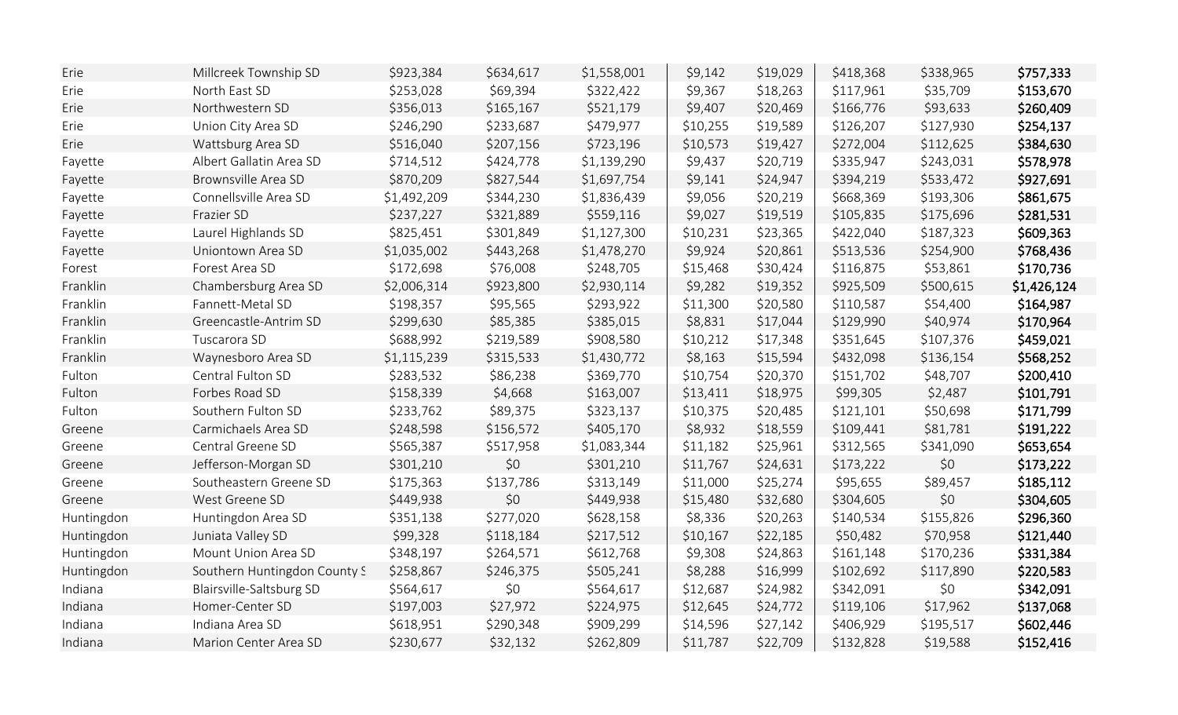| | | | | | | | | | |
|---|---|---|---|---|---|---|---|---|---|
| Erie | Millcreek Township SD | $923,384 | $634,617 | $1,558,001 | $9,142 | $19,029 | $418,368 | $338,965 | **$757,333** |
| Erie | North East SD | $253,028 | $69,394 | $322,422 | $9,367 | $18,263 | $117,961 | $35,709 | **$153,670** |
| Erie | Northwestern SD | $356,013 | $165,167 | $521,179 | $9,407 | $20,469 | $166,776 | $93,633 | **$260,409** |
| Erie | Union City Area SD | $246,290 | $233,687 | $479,977 | $10,255 | $19,589 | $126,207 | $127,930 | **$254,137** |
| Erie | Wattsburg Area SD | $516,040 | $207,156 | $723,196 | $10,573 | $19,427 | $272,004 | $112,625 | **$384,630** |
| Fayette | Albert Gallatin Area SD | $714,512 | $424,778 | $1,139,290 | $9,437 | $20,719 | $335,947 | $243,031 | **$578,978** |
| Fayette | Brownsville Area SD | $870,209 | $827,544 | $1,697,754 | $9,141 | $24,947 | $394,219 | $533,472 | **$927,691** |
| Fayette | Connellsville Area SD | $1,492,209 | $344,230 | $1,836,439 | $9,056 | $20,219 | $668,369 | $193,306 | **$861,675** |
| Fayette | Frazier SD | $237,227 | $321,889 | $559,116 | $9,027 | $19,519 | $105,835 | $175,696 | **$281,531** |
| Fayette | Laurel Highlands SD | $825,451 | $301,849 | $1,127,300 | $10,231 | $23,365 | $422,040 | $187,323 | **$609,363** |
| Fayette | Uniontown Area SD | $1,035,002 | $443,268 | $1,478,270 | $9,924 | $20,861 | $513,536 | $254,900 | **$768,436** |
| Forest | Forest Area SD | $172,698 | $76,008 | $248,705 | $15,468 | $30,424 | $116,875 | $53,861 | **$170,736** |
| Franklin | Chambersburg Area SD | $2,006,314 | $923,800 | $2,930,114 | $9,282 | $19,352 | $925,509 | $500,615 | **$1,426,124** |
| Franklin | Fannett-Metal SD | $198,357 | $95,565 | $293,922 | $11,300 | $20,580 | $110,587 | $54,400 | **$164,987** |
| Franklin | Greencastle-Antrim SD | $299,630 | $85,385 | $385,015 | $8,831 | $17,044 | $129,990 | $40,974 | **$170,964** |
| Franklin | Tuscarora SD | $688,992 | $219,589 | $908,580 | $10,212 | $17,348 | $351,645 | $107,376 | **$459,021** |
| Franklin | Waynesboro Area SD | $1,115,239 | $315,533 | $1,430,772 | $8,163 | $15,594 | $432,098 | $136,154 | **$568,252** |
| Fulton | Central Fulton SD | $283,532 | $86,238 | $369,770 | $10,754 | $20,370 | $151,702 | $48,707 | **$200,410** |
| Fulton | Forbes Road SD | $158,339 | $4,668 | $163,007 | $13,411 | $18,975 | $99,305 | $2,487 | **$101,791** |
| Fulton | Southern Fulton SD | $233,762 | $89,375 | $323,137 | $10,375 | $20,485 | $121,101 | $50,698 | **$171,799** |
| Greene | Carmichaels Area SD | $248,598 | $156,572 | $405,170 | $8,932 | $18,559 | $109,441 | $81,781 | **$191,222** |
| Greene | Central Greene SD | $565,387 | $517,958 | $1,083,344 | $11,182 | $25,961 | $312,565 | $341,090 | **$653,654** |
| Greene | Jefferson-Morgan SD | $301,210 | $0 | $301,210 | $11,767 | $24,631 | $173,222 | $0 | **$173,222** |
| Greene | Southeastern Greene SD | $175,363 | $137,786 | $313,149 | $11,000 | $25,274 | $95,655 | $89,457 | **$185,112** |
| Greene | West Greene SD | $449,938 | $0 | $449,938 | $15,480 | $32,680 | $304,605 | $0 | **$304,605** |
| Huntingdon | Huntingdon Area SD | $351,138 | $277,020 | $628,158 | $8,336 | $20,263 | $140,534 | $155,826 | **$296,360** |
| Huntingdon | Juniata Valley SD | $99,328 | $118,184 | $217,512 | $10,167 | $22,185 | $50,482 | $70,958 | **$121,440** |
| Huntingdon | Mount Union Area SD | $348,197 | $264,571 | $612,768 | $9,308 | $24,863 | $161,148 | $170,236 | **$331,384** |
| Huntingdon | Southern Huntingdon County S | $258,867 | $246,375 | $505,241 | $8,288 | $16,999 | $102,692 | $117,890 | **$220,583** |
| Indiana | Blairsville-Saltsburg SD | $564,617 | $0 | $564,617 | $12,687 | $24,982 | $342,091 | $0 | **$342,091** |
| Indiana | Homer-Center SD | $197,003 | $27,972 | $224,975 | $12,645 | $24,772 | $119,106 | $17,962 | **$137,068** |
| Indiana | Indiana Area SD | $618,951 | $290,348 | $909,299 | $14,596 | $27,142 | $406,929 | $195,517 | **$602,446** |
| Indiana | Marion Center Area SD | $230,677 | $32,132 | $262,809 | $11,787 | $22,709 | $132,828 | $19,588 | **$152,416** |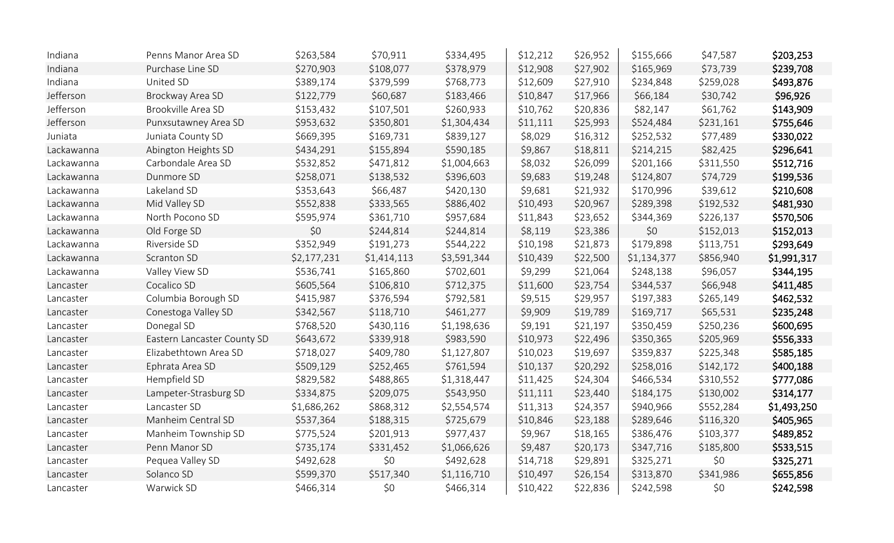| | | | | | | | | | |
|---|---|---|---|---|---|---|---|---|---|
| Indiana | Penns Manor Area SD | $263,584 | $70,911 | $334,495 | $12,212 | $26,952 | $155,666 | $47,587 | **$203,253** |
| Indiana | Purchase Line SD | $270,903 | $108,077 | $378,979 | $12,908 | $27,902 | $165,969 | $73,739 | **$239,708** |
| Indiana | United SD | $389,174 | $379,599 | $768,773 | $12,609 | $27,910 | $234,848 | $259,028 | **$493,876** |
| Jefferson | Brockway Area SD | $122,779 | $60,687 | $183,466 | $10,847 | $17,966 | $66,184 | $30,742 | **$96,926** |
| Jefferson | Brookville Area SD | $153,432 | $107,501 | $260,933 | $10,762 | $20,836 | $82,147 | $61,762 | **$143,909** |
| Jefferson | Punxsutawney Area SD | $953,632 | $350,801 | $1,304,434 | $11,111 | $25,993 | $524,484 | $231,161 | **$755,646** |
| Juniata | Juniata County SD | $669,395 | $169,731 | $839,127 | $8,029 | $16,312 | $252,532 | $77,489 | **$330,022** |
| Lackawanna | Abington Heights SD | $434,291 | $155,894 | $590,185 | $9,867 | $18,811 | $214,215 | $82,425 | **$296,641** |
| Lackawanna | Carbondale Area SD | $532,852 | $471,812 | $1,004,663 | $8,032 | $26,099 | $201,166 | $311,550 | **$512,716** |
| Lackawanna | Dunmore SD | $258,071 | $138,532 | $396,603 | $9,683 | $19,248 | $124,807 | $74,729 | **$199,536** |
| Lackawanna | Lakeland SD | $353,643 | $66,487 | $420,130 | $9,681 | $21,932 | $170,996 | $39,612 | **$210,608** |
| Lackawanna | Mid Valley SD | $552,838 | $333,565 | $886,402 | $10,493 | $20,967 | $289,398 | $192,532 | **$481,930** |
| Lackawanna | North Pocono SD | $595,974 | $361,710 | $957,684 | $11,843 | $23,652 | $344,369 | $226,137 | **$570,506** |
| Lackawanna | Old Forge SD | $0 | $244,814 | $244,814 | $8,119 | $23,386 | $0 | $152,013 | **$152,013** |
| Lackawanna | Riverside SD | $352,949 | $191,273 | $544,222 | $10,198 | $21,873 | $179,898 | $113,751 | **$293,649** |
| Lackawanna | Scranton SD | $2,177,231 | $1,414,113 | $3,591,344 | $10,439 | $22,500 | $1,134,377 | $856,940 | **$1,991,317** |
| Lackawanna | Valley View SD | $536,741 | $165,860 | $702,601 | $9,299 | $21,064 | $248,138 | $96,057 | **$344,195** |
| Lancaster | Cocalico SD | $605,564 | $106,810 | $712,375 | $11,600 | $23,754 | $344,537 | $66,948 | **$411,485** |
| Lancaster | Columbia Borough SD | $415,987 | $376,594 | $792,581 | $9,515 | $29,957 | $197,383 | $265,149 | **$462,532** |
| Lancaster | Conestoga Valley SD | $342,567 | $118,710 | $461,277 | $9,909 | $19,789 | $169,717 | $65,531 | **$235,248** |
| Lancaster | Donegal SD | $768,520 | $430,116 | $1,198,636 | $9,191 | $21,197 | $350,459 | $250,236 | **$600,695** |
| Lancaster | Eastern Lancaster County SD | $643,672 | $339,918 | $983,590 | $10,973 | $22,496 | $350,365 | $205,969 | **$556,333** |
| Lancaster | Elizabethtown Area SD | $718,027 | $409,780 | $1,127,807 | $10,023 | $19,697 | $359,837 | $225,348 | **$585,185** |
| Lancaster | Ephrata Area SD | $509,129 | $252,465 | $761,594 | $10,137 | $20,292 | $258,016 | $142,172 | **$400,188** |
| Lancaster | Hempfield SD | $829,582 | $488,865 | $1,318,447 | $11,425 | $24,304 | $466,534 | $310,552 | **$777,086** |
| Lancaster | Lampeter-Strasburg SD | $334,875 | $209,075 | $543,950 | $11,111 | $23,440 | $184,175 | $130,002 | **$314,177** |
| Lancaster | Lancaster SD | $1,686,262 | $868,312 | $2,554,574 | $11,313 | $24,357 | $940,966 | $552,284 | **$1,493,250** |
| Lancaster | Manheim Central SD | $537,364 | $188,315 | $725,679 | $10,846 | $23,188 | $289,646 | $116,320 | **$405,965** |
| Lancaster | Manheim Township SD | $775,524 | $201,913 | $977,437 | $9,967 | $18,165 | $386,476 | $103,377 | **$489,852** |
| Lancaster | Penn Manor SD | $735,174 | $331,452 | $1,066,626 | $9,487 | $20,173 | $347,716 | $185,800 | **$533,515** |
| Lancaster | Pequea Valley SD | $492,628 | $0 | $492,628 | $14,718 | $29,891 | $325,271 | $0 | **$325,271** |
| Lancaster | Solanco SD | $599,370 | $517,340 | $1,116,710 | $10,497 | $26,154 | $313,870 | $341,986 | **$655,856** |
| Lancaster | Warwick SD | $466,314 | $0 | $466,314 | $10,422 | $22,836 | $242,598 | $0 | **$242,598** |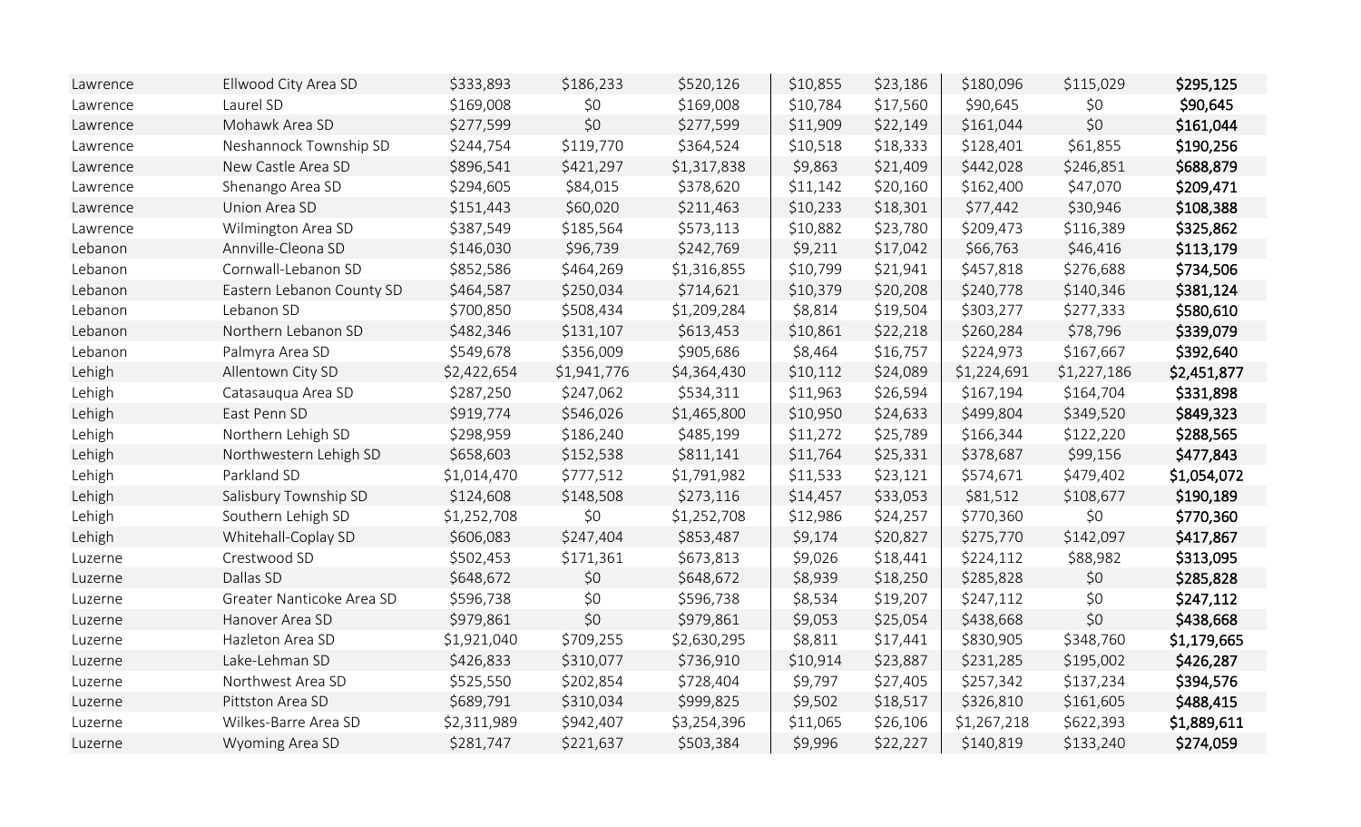| | | | | | | | | | |
|---|---|---|---|---|---|---|---|---|---|
| Lawrence | Ellwood City Area SD | $333,893 | $186,233 | $520,126 | $10,855 | $23,186 | $180,096 | $115,029 | **$295,125** |
| Lawrence | Laurel SD | $169,008 | $0 | $169,008 | $10,784 | $17,560 | $90,645 | $0 | **$90,645** |
| Lawrence | Mohawk Area SD | $277,599 | $0 | $277,599 | $11,909 | $22,149 | $161,044 | $0 | **$161,044** |
| Lawrence | Neshannock Township SD | $244,754 | $119,770 | $364,524 | $10,518 | $18,333 | $128,401 | $61,855 | **$190,256** |
| Lawrence | New Castle Area SD | $896,541 | $421,297 | $1,317,838 | $9,863 | $21,409 | $442,028 | $246,851 | **$688,879** |
| Lawrence | Shenango Area SD | $294,605 | $84,015 | $378,620 | $11,142 | $20,160 | $162,400 | $47,070 | **$209,471** |
| Lawrence | Union Area SD | $151,443 | $60,020 | $211,463 | $10,233 | $18,301 | $77,442 | $30,946 | **$108,388** |
| Lawrence | Wilmington Area SD | $387,549 | $185,564 | $573,113 | $10,882 | $23,780 | $209,473 | $116,389 | **$325,862** |
| Lebanon | Annville-Cleona SD | $146,030 | $96,739 | $242,769 | $9,211 | $17,042 | $66,763 | $46,416 | **$113,179** |
| Lebanon | Cornwall-Lebanon SD | $852,586 | $464,269 | $1,316,855 | $10,799 | $21,941 | $457,818 | $276,688 | **$734,506** |
| Lebanon | Eastern Lebanon County SD | $464,587 | $250,034 | $714,621 | $10,379 | $20,208 | $240,778 | $140,346 | **$381,124** |
| Lebanon | Lebanon SD | $700,850 | $508,434 | $1,209,284 | $8,814 | $19,504 | $303,277 | $277,333 | **$580,610** |
| Lebanon | Northern Lebanon SD | $482,346 | $131,107 | $613,453 | $10,861 | $22,218 | $260,284 | $78,796 | **$339,079** |
| Lebanon | Palmyra Area SD | $549,678 | $356,009 | $905,686 | $8,464 | $16,757 | $224,973 | $167,667 | **$392,640** |
| Lehigh | Allentown City SD | $2,422,654 | $1,941,776 | $4,364,430 | $10,112 | $24,089 | $1,224,691 | $1,227,186 | **$2,451,877** |
| Lehigh | Catasauqua Area SD | $287,250 | $247,062 | $534,311 | $11,963 | $26,594 | $167,194 | $164,704 | **$331,898** |
| Lehigh | East Penn SD | $919,774 | $546,026 | $1,465,800 | $10,950 | $24,633 | $499,804 | $349,520 | **$849,323** |
| Lehigh | Northern Lehigh SD | $298,959 | $186,240 | $485,199 | $11,272 | $25,789 | $166,344 | $122,220 | **$288,565** |
| Lehigh | Northwestern Lehigh SD | $658,603 | $152,538 | $811,141 | $11,764 | $25,331 | $378,687 | $99,156 | **$477,843** |
| Lehigh | Parkland SD | $1,014,470 | $777,512 | $1,791,982 | $11,533 | $23,121 | $574,671 | $479,402 | **$1,054,072** |
| Lehigh | Salisbury Township SD | $124,608 | $148,508 | $273,116 | $14,457 | $33,053 | $81,512 | $108,677 | **$190,189** |
| Lehigh | Southern Lehigh SD | $1,252,708 | $0 | $1,252,708 | $12,986 | $24,257 | $770,360 | $0 | **$770,360** |
| Lehigh | Whitehall-Coplay SD | $606,083 | $247,404 | $853,487 | $9,174 | $20,827 | $275,770 | $142,097 | **$417,867** |
| Luzerne | Crestwood SD | $502,453 | $171,361 | $673,813 | $9,026 | $18,441 | $224,112 | $88,982 | **$313,095** |
| Luzerne | Dallas SD | $648,672 | $0 | $648,672 | $8,939 | $18,250 | $285,828 | $0 | **$285,828** |
| Luzerne | Greater Nanticoke Area SD | $596,738 | $0 | $596,738 | $8,534 | $19,207 | $247,112 | $0 | **$247,112** |
| Luzerne | Hanover Area SD | $979,861 | $0 | $979,861 | $9,053 | $25,054 | $438,668 | $0 | **$438,668** |
| Luzerne | Hazleton Area SD | $1,921,040 | $709,255 | $2,630,295 | $8,811 | $17,441 | $830,905 | $348,760 | **$1,179,665** |
| Luzerne | Lake-Lehman SD | $426,833 | $310,077 | $736,910 | $10,914 | $23,887 | $231,285 | $195,002 | **$426,287** |
| Luzerne | Northwest Area SD | $525,550 | $202,854 | $728,404 | $9,797 | $27,405 | $257,342 | $137,234 | **$394,576** |
| Luzerne | Pittston Area SD | $689,791 | $310,034 | $999,825 | $9,502 | $18,517 | $326,810 | $161,605 | **$488,415** |
| Luzerne | Wilkes-Barre Area SD | $2,311,989 | $942,407 | $3,254,396 | $11,065 | $26,106 | $1,267,218 | $622,393 | **$1,889,611** |
| Luzerne | Wyoming Area SD | $281,747 | $221,637 | $503,384 | $9,996 | $22,227 | $140,819 | $133,240 | **$274,059** |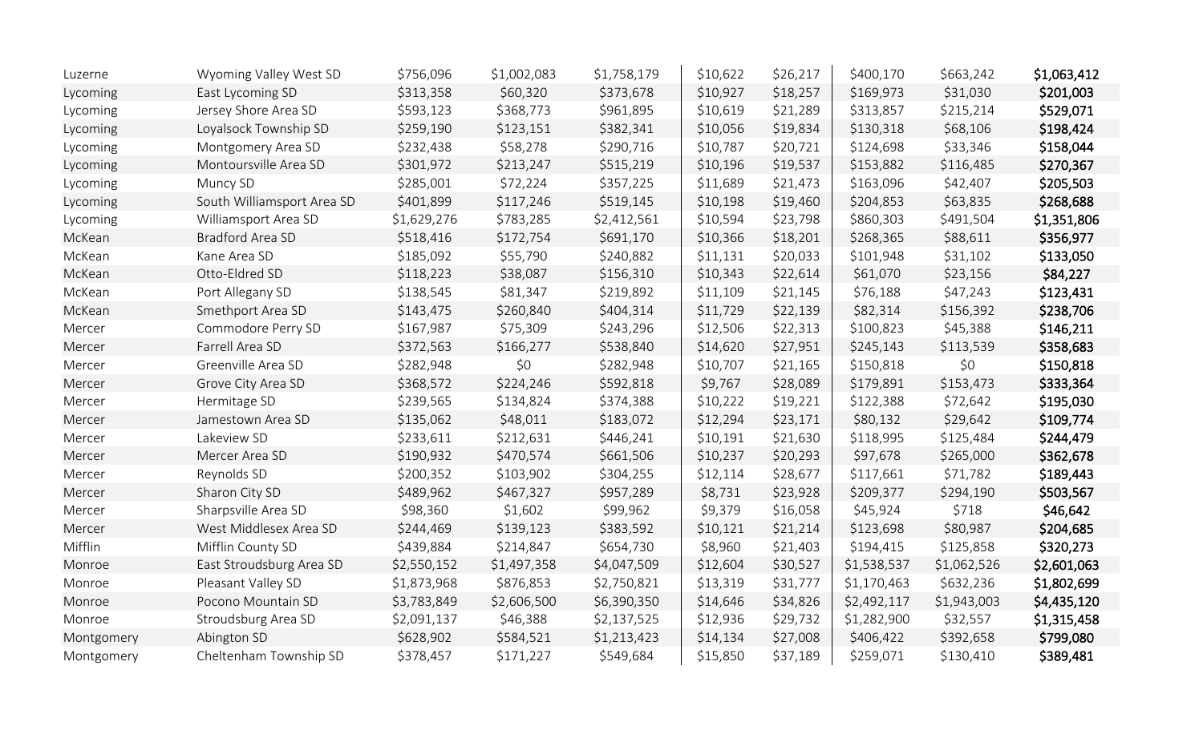| | | | | | | | | | |
|---|---|---|---|---|---|---|---|---|---|
| Luzerne | Wyoming Valley West SD | $756,096 | $1,002,083 | $1,758,179 | $10,622 | $26,217 | $400,170 | $663,242 | **$1,063,412** |
| Lycoming | East Lycoming SD | $313,358 | $60,320 | $373,678 | $10,927 | $18,257 | $169,973 | $31,030 | **$201,003** |
| Lycoming | Jersey Shore Area SD | $593,123 | $368,773 | $961,895 | $10,619 | $21,289 | $313,857 | $215,214 | **$529,071** |
| Lycoming | Loyalsock Township SD | $259,190 | $123,151 | $382,341 | $10,056 | $19,834 | $130,318 | $68,106 | **$198,424** |
| Lycoming | Montgomery Area SD | $232,438 | $58,278 | $290,716 | $10,787 | $20,721 | $124,698 | $33,346 | **$158,044** |
| Lycoming | Montoursville Area SD | $301,972 | $213,247 | $515,219 | $10,196 | $19,537 | $153,882 | $116,485 | **$270,367** |
| Lycoming | Muncy SD | $285,001 | $72,224 | $357,225 | $11,689 | $21,473 | $163,096 | $42,407 | **$205,503** |
| Lycoming | South Williamsport Area SD | $401,899 | $117,246 | $519,145 | $10,198 | $19,460 | $204,853 | $63,835 | **$268,688** |
| Lycoming | Williamsport Area SD | $1,629,276 | $783,285 | $2,412,561 | $10,594 | $23,798 | $860,303 | $491,504 | **$1,351,806** |
| McKean | Bradford Area SD | $518,416 | $172,754 | $691,170 | $10,366 | $18,201 | $268,365 | $88,611 | **$356,977** |
| McKean | Kane Area SD | $185,092 | $55,790 | $240,882 | $11,131 | $20,033 | $101,948 | $31,102 | **$133,050** |
| McKean | Otto-Eldred SD | $118,223 | $38,087 | $156,310 | $10,343 | $22,614 | $61,070 | $23,156 | **$84,227** |
| McKean | Port Allegany SD | $138,545 | $81,347 | $219,892 | $11,109 | $21,145 | $76,188 | $47,243 | **$123,431** |
| McKean | Smethport Area SD | $143,475 | $260,840 | $404,314 | $11,729 | $22,139 | $82,314 | $156,392 | **$238,706** |
| Mercer | Commodore Perry SD | $167,987 | $75,309 | $243,296 | $12,506 | $22,313 | $100,823 | $45,388 | **$146,211** |
| Mercer | Farrell Area SD | $372,563 | $166,277 | $538,840 | $14,620 | $27,951 | $245,143 | $113,539 | **$358,683** |
| Mercer | Greenville Area SD | $282,948 | $0 | $282,948 | $10,707 | $21,165 | $150,818 | $0 | **$150,818** |
| Mercer | Grove City Area SD | $368,572 | $224,246 | $592,818 | $9,767 | $28,089 | $179,891 | $153,473 | **$333,364** |
| Mercer | Hermitage SD | $239,565 | $134,824 | $374,388 | $10,222 | $19,221 | $122,388 | $72,642 | **$195,030** |
| Mercer | Jamestown Area SD | $135,062 | $48,011 | $183,072 | $12,294 | $23,171 | $80,132 | $29,642 | **$109,774** |
| Mercer | Lakeview SD | $233,611 | $212,631 | $446,241 | $10,191 | $21,630 | $118,995 | $125,484 | **$244,479** |
| Mercer | Mercer Area SD | $190,932 | $470,574 | $661,506 | $10,237 | $20,293 | $97,678 | $265,000 | **$362,678** |
| Mercer | Reynolds SD | $200,352 | $103,902 | $304,255 | $12,114 | $28,677 | $117,661 | $71,782 | **$189,443** |
| Mercer | Sharon City SD | $489,962 | $467,327 | $957,289 | $8,731 | $23,928 | $209,377 | $294,190 | **$503,567** |
| Mercer | Sharpsville Area SD | $98,360 | $1,602 | $99,962 | $9,379 | $16,058 | $45,924 | $718 | **$46,642** |
| Mercer | West Middlesex Area SD | $244,469 | $139,123 | $383,592 | $10,121 | $21,214 | $123,698 | $80,987 | **$204,685** |
| Mifflin | Mifflin County SD | $439,884 | $214,847 | $654,730 | $8,960 | $21,403 | $194,415 | $125,858 | **$320,273** |
| Monroe | East Stroudsburg Area SD | $2,550,152 | $1,497,358 | $4,047,509 | $12,604 | $30,527 | $1,538,537 | $1,062,526 | **$2,601,063** |
| Monroe | Pleasant Valley SD | $1,873,968 | $876,853 | $2,750,821 | $13,319 | $31,777 | $1,170,463 | $632,236 | **$1,802,699** |
| Monroe | Pocono Mountain SD | $3,783,849 | $2,606,500 | $6,390,350 | $14,646 | $34,826 | $2,492,117 | $1,943,003 | **$4,435,120** |
| Monroe | Stroudsburg Area SD | $2,091,137 | $46,388 | $2,137,525 | $12,936 | $29,732 | $1,282,900 | $32,557 | **$1,315,458** |
| Montgomery | Abington SD | $628,902 | $584,521 | $1,213,423 | $14,134 | $27,008 | $406,422 | $392,658 | **$799,080** |
| Montgomery | Cheltenham Township SD | $378,457 | $171,227 | $549,684 | $15,850 | $37,189 | $259,071 | $130,410 | **$389,481** |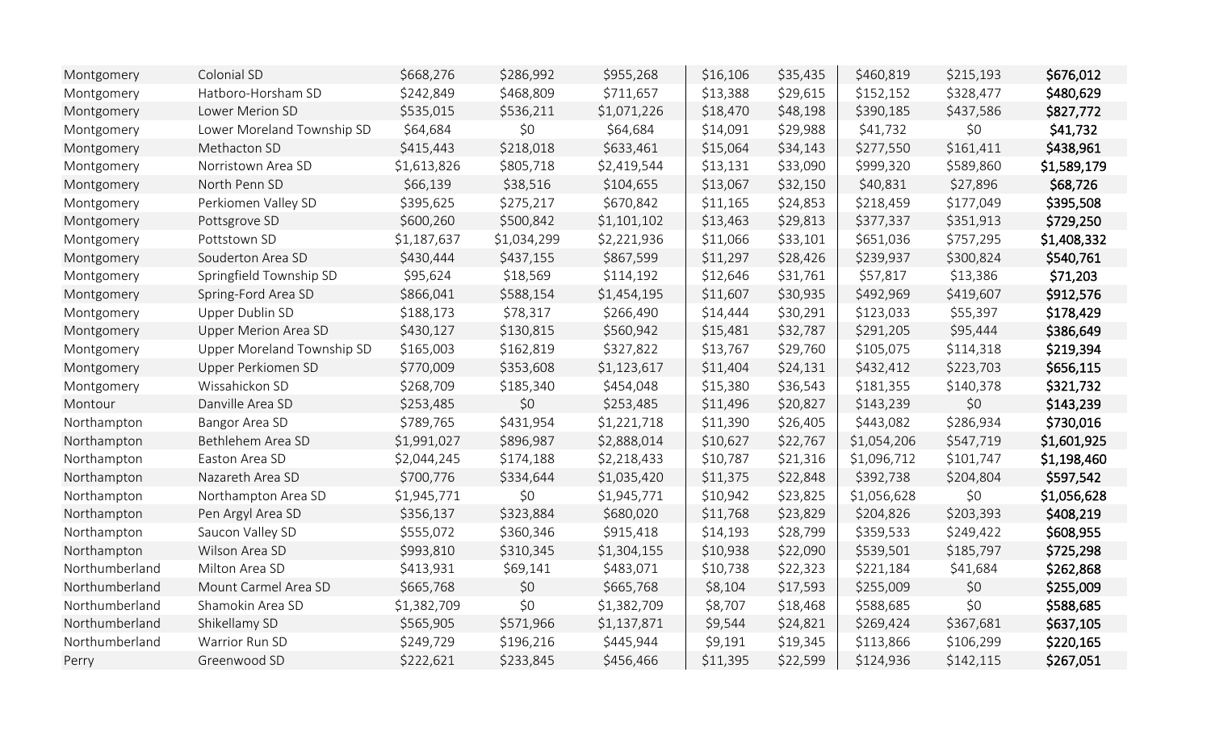| | | | | | | | | | |
|---|---|---|---|---|---|---|---|---|---|
| Montgomery | Colonial SD | $668,276 | $286,992 | $955,268 | $16,106 | $35,435 | $460,819 | $215,193 | **$676,012** |
| Montgomery | Hatboro-Horsham SD | $242,849 | $468,809 | $711,657 | $13,388 | $29,615 | $152,152 | $328,477 | **$480,629** |
| Montgomery | Lower Merion SD | $535,015 | $536,211 | $1,071,226 | $18,470 | $48,198 | $390,185 | $437,586 | **$827,772** |
| Montgomery | Lower Moreland Township SD | $64,684 | $0 | $64,684 | $14,091 | $29,988 | $41,732 | $0 | **$41,732** |
| Montgomery | Methacton SD | $415,443 | $218,018 | $633,461 | $15,064 | $34,143 | $277,550 | $161,411 | **$438,961** |
| Montgomery | Norristown Area SD | $1,613,826 | $805,718 | $2,419,544 | $13,131 | $33,090 | $999,320 | $589,860 | **$1,589,179** |
| Montgomery | North Penn SD | $66,139 | $38,516 | $104,655 | $13,067 | $32,150 | $40,831 | $27,896 | **$68,726** |
| Montgomery | Perkiomen Valley SD | $395,625 | $275,217 | $670,842 | $11,165 | $24,853 | $218,459 | $177,049 | **$395,508** |
| Montgomery | Pottsgrove SD | $600,260 | $500,842 | $1,101,102 | $13,463 | $29,813 | $377,337 | $351,913 | **$729,250** |
| Montgomery | Pottstown SD | $1,187,637 | $1,034,299 | $2,221,936 | $11,066 | $33,101 | $651,036 | $757,295 | **$1,408,332** |
| Montgomery | Souderton Area SD | $430,444 | $437,155 | $867,599 | $11,297 | $28,426 | $239,937 | $300,824 | **$540,761** |
| Montgomery | Springfield Township SD | $95,624 | $18,569 | $114,192 | $12,646 | $31,761 | $57,817 | $13,386 | **$71,203** |
| Montgomery | Spring-Ford Area SD | $866,041 | $588,154 | $1,454,195 | $11,607 | $30,935 | $492,969 | $419,607 | **$912,576** |
| Montgomery | Upper Dublin SD | $188,173 | $78,317 | $266,490 | $14,444 | $30,291 | $123,033 | $55,397 | **$178,429** |
| Montgomery | Upper Merion Area SD | $430,127 | $130,815 | $560,942 | $15,481 | $32,787 | $291,205 | $95,444 | **$386,649** |
| Montgomery | Upper Moreland Township SD | $165,003 | $162,819 | $327,822 | $13,767 | $29,760 | $105,075 | $114,318 | **$219,394** |
| Montgomery | Upper Perkiomen SD | $770,009 | $353,608 | $1,123,617 | $11,404 | $24,131 | $432,412 | $223,703 | **$656,115** |
| Montgomery | Wissahickon SD | $268,709 | $185,340 | $454,048 | $15,380 | $36,543 | $181,355 | $140,378 | **$321,732** |
| Montour | Danville Area SD | $253,485 | $0 | $253,485 | $11,496 | $20,827 | $143,239 | $0 | **$143,239** |
| Northampton | Bangor Area SD | $789,765 | $431,954 | $1,221,718 | $11,390 | $26,405 | $443,082 | $286,934 | **$730,016** |
| Northampton | Bethlehem Area SD | $1,991,027 | $896,987 | $2,888,014 | $10,627 | $22,767 | $1,054,206 | $547,719 | **$1,601,925** |
| Northampton | Easton Area SD | $2,044,245 | $174,188 | $2,218,433 | $10,787 | $21,316 | $1,096,712 | $101,747 | **$1,198,460** |
| Northampton | Nazareth Area SD | $700,776 | $334,644 | $1,035,420 | $11,375 | $22,848 | $392,738 | $204,804 | **$597,542** |
| Northampton | Northampton Area SD | $1,945,771 | $0 | $1,945,771 | $10,942 | $23,825 | $1,056,628 | $0 | **$1,056,628** |
| Northampton | Pen Argyl Area SD | $356,137 | $323,884 | $680,020 | $11,768 | $23,829 | $204,826 | $203,393 | **$408,219** |
| Northampton | Saucon Valley SD | $555,072 | $360,346 | $915,418 | $14,193 | $28,799 | $359,533 | $249,422 | **$608,955** |
| Northampton | Wilson Area SD | $993,810 | $310,345 | $1,304,155 | $10,938 | $22,090 | $539,501 | $185,797 | **$725,298** |
| Northumberland | Milton Area SD | $413,931 | $69,141 | $483,071 | $10,738 | $22,323 | $221,184 | $41,684 | **$262,868** |
| Northumberland | Mount Carmel Area SD | $665,768 | $0 | $665,768 | $8,104 | $17,593 | $255,009 | $0 | **$255,009** |
| Northumberland | Shamokin Area SD | $1,382,709 | $0 | $1,382,709 | $8,707 | $18,468 | $588,685 | $0 | **$588,685** |
| Northumberland | Shikellamy SD | $565,905 | $571,966 | $1,137,871 | $9,544 | $24,821 | $269,424 | $367,681 | **$637,105** |
| Northumberland | Warrior Run SD | $249,729 | $196,216 | $445,944 | $9,191 | $19,345 | $113,866 | $106,299 | **$220,165** |
| Perry | Greenwood SD | $222,621 | $233,845 | $456,466 | $11,395 | $22,599 | $124,936 | $142,115 | **$267,051** |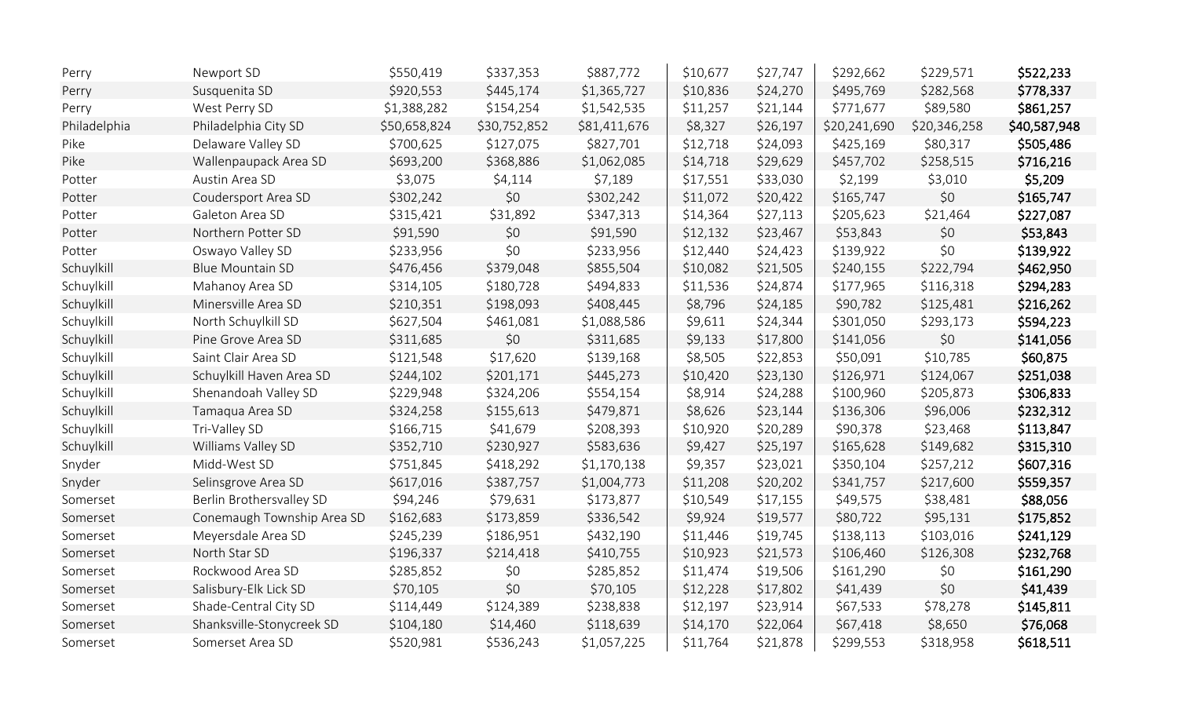| | | | | | | | | | |
|---|---|---|---|---|---|---|---|---|---|
| Perry | Newport SD | $550,419 | $337,353 | $887,772 | $10,677 | $27,747 | $292,662 | $229,571 | **$522,233** |
| Perry | Susquenita SD | $920,553 | $445,174 | $1,365,727 | $10,836 | $24,270 | $495,769 | $282,568 | **$778,337** |
| Perry | West Perry SD | $1,388,282 | $154,254 | $1,542,535 | $11,257 | $21,144 | $771,677 | $89,580 | **$861,257** |
| Philadelphia | Philadelphia City SD | $50,658,824 | $30,752,852 | $81,411,676 | $8,327 | $26,197 | $20,241,690 | $20,346,258 | **$40,587,948** |
| Pike | Delaware Valley SD | $700,625 | $127,075 | $827,701 | $12,718 | $24,093 | $425,169 | $80,317 | **$505,486** |
| Pike | Wallenpaupack Area SD | $693,200 | $368,886 | $1,062,085 | $14,718 | $29,629 | $457,702 | $258,515 | **$716,216** |
| Potter | Austin Area SD | $3,075 | $4,114 | $7,189 | $17,551 | $33,030 | $2,199 | $3,010 | **$5,209** |
| Potter | Coudersport Area SD | $302,242 | $0 | $302,242 | $11,072 | $20,422 | $165,747 | $0 | **$165,747** |
| Potter | Galeton Area SD | $315,421 | $31,892 | $347,313 | $14,364 | $27,113 | $205,623 | $21,464 | **$227,087** |
| Potter | Northern Potter SD | $91,590 | $0 | $91,590 | $12,132 | $23,467 | $53,843 | $0 | **$53,843** |
| Potter | Oswayo Valley SD | $233,956 | $0 | $233,956 | $12,440 | $24,423 | $139,922 | $0 | **$139,922** |
| Schuylkill | Blue Mountain SD | $476,456 | $379,048 | $855,504 | $10,082 | $21,505 | $240,155 | $222,794 | **$462,950** |
| Schuylkill | Mahanoy Area SD | $314,105 | $180,728 | $494,833 | $11,536 | $24,874 | $177,965 | $116,318 | **$294,283** |
| Schuylkill | Minersville Area SD | $210,351 | $198,093 | $408,445 | $8,796 | $24,185 | $90,782 | $125,481 | **$216,262** |
| Schuylkill | North Schuylkill SD | $627,504 | $461,081 | $1,088,586 | $9,611 | $24,344 | $301,050 | $293,173 | **$594,223** |
| Schuylkill | Pine Grove Area SD | $311,685 | $0 | $311,685 | $9,133 | $17,800 | $141,056 | $0 | **$141,056** |
| Schuylkill | Saint Clair Area SD | $121,548 | $17,620 | $139,168 | $8,505 | $22,853 | $50,091 | $10,785 | **$60,875** |
| Schuylkill | Schuylkill Haven Area SD | $244,102 | $201,171 | $445,273 | $10,420 | $23,130 | $126,971 | $124,067 | **$251,038** |
| Schuylkill | Shenandoah Valley SD | $229,948 | $324,206 | $554,154 | $8,914 | $24,288 | $100,960 | $205,873 | **$306,833** |
| Schuylkill | Tamaqua Area SD | $324,258 | $155,613 | $479,871 | $8,626 | $23,144 | $136,306 | $96,006 | **$232,312** |
| Schuylkill | Tri-Valley SD | $166,715 | $41,679 | $208,393 | $10,920 | $20,289 | $90,378 | $23,468 | **$113,847** |
| Schuylkill | Williams Valley SD | $352,710 | $230,927 | $583,636 | $9,427 | $25,197 | $165,628 | $149,682 | **$315,310** |
| Snyder | Midd-West SD | $751,845 | $418,292 | $1,170,138 | $9,357 | $23,021 | $350,104 | $257,212 | **$607,316** |
| Snyder | Selinsgrove Area SD | $617,016 | $387,757 | $1,004,773 | $11,208 | $20,202 | $341,757 | $217,600 | **$559,357** |
| Somerset | Berlin Brothersvalley SD | $94,246 | $79,631 | $173,877 | $10,549 | $17,155 | $49,575 | $38,481 | **$88,056** |
| Somerset | Conemaugh Township Area SD | $162,683 | $173,859 | $336,542 | $9,924 | $19,577 | $80,722 | $95,131 | **$175,852** |
| Somerset | Meyersdale Area SD | $245,239 | $186,951 | $432,190 | $11,446 | $19,745 | $138,113 | $103,016 | **$241,129** |
| Somerset | North Star SD | $196,337 | $214,418 | $410,755 | $10,923 | $21,573 | $106,460 | $126,308 | **$232,768** |
| Somerset | Rockwood Area SD | $285,852 | $0 | $285,852 | $11,474 | $19,506 | $161,290 | $0 | **$161,290** |
| Somerset | Salisbury-Elk Lick SD | $70,105 | $0 | $70,105 | $12,228 | $17,802 | $41,439 | $0 | **$41,439** |
| Somerset | Shade-Central City SD | $114,449 | $124,389 | $238,838 | $12,197 | $23,914 | $67,533 | $78,278 | **$145,811** |
| Somerset | Shanksville-Stonycreek SD | $104,180 | $14,460 | $118,639 | $14,170 | $22,064 | $67,418 | $8,650 | **$76,068** |
| Somerset | Somerset Area SD | $520,981 | $536,243 | $1,057,225 | $11,764 | $21,878 | $299,553 | $318,958 | **$618,511** |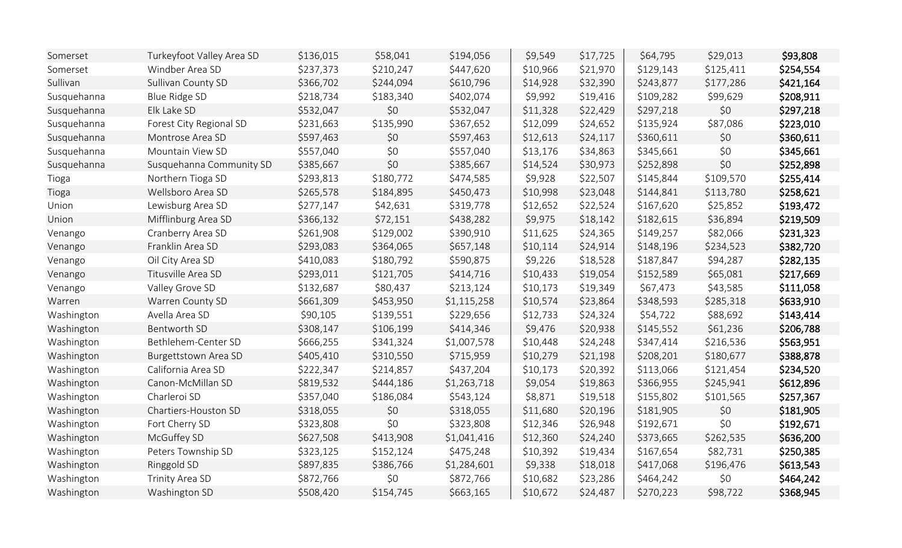| | | | | | | | | | |
|---|---|---|---|---|---|---|---|---|---|
| Somerset | Turkeyfoot Valley Area SD | $136,015 | $58,041 | $194,056 | $9,549 | $17,725 | $64,795 | $29,013 | **$93,808** |
| Somerset | Windber Area SD | $237,373 | $210,247 | $447,620 | $10,966 | $21,970 | $129,143 | $125,411 | **$254,554** |
| Sullivan | Sullivan County SD | $366,702 | $244,094 | $610,796 | $14,928 | $32,390 | $243,877 | $177,286 | **$421,164** |
| Susquehanna | Blue Ridge SD | $218,734 | $183,340 | $402,074 | $9,992 | $19,416 | $109,282 | $99,629 | **$208,911** |
| Susquehanna | Elk Lake SD | $532,047 | $0 | $532,047 | $11,328 | $22,429 | $297,218 | $0 | **$297,218** |
| Susquehanna | Forest City Regional SD | $231,663 | $135,990 | $367,652 | $12,099 | $24,652 | $135,924 | $87,086 | **$223,010** |
| Susquehanna | Montrose Area SD | $597,463 | $0 | $597,463 | $12,613 | $24,117 | $360,611 | $0 | **$360,611** |
| Susquehanna | Mountain View SD | $557,040 | $0 | $557,040 | $13,176 | $34,863 | $345,661 | $0 | **$345,661** |
| Susquehanna | Susquehanna Community SD | $385,667 | $0 | $385,667 | $14,524 | $30,973 | $252,898 | $0 | **$252,898** |
| Tioga | Northern Tioga SD | $293,813 | $180,772 | $474,585 | $9,928 | $22,507 | $145,844 | $109,570 | **$255,414** |
| Tioga | Wellsboro Area SD | $265,578 | $184,895 | $450,473 | $10,998 | $23,048 | $144,841 | $113,780 | **$258,621** |
| Union | Lewisburg Area SD | $277,147 | $42,631 | $319,778 | $12,652 | $22,524 | $167,620 | $25,852 | **$193,472** |
| Union | Mifflinburg Area SD | $366,132 | $72,151 | $438,282 | $9,975 | $18,142 | $182,615 | $36,894 | **$219,509** |
| Venango | Cranberry Area SD | $261,908 | $129,002 | $390,910 | $11,625 | $24,365 | $149,257 | $82,066 | **$231,323** |
| Venango | Franklin Area SD | $293,083 | $364,065 | $657,148 | $10,114 | $24,914 | $148,196 | $234,523 | **$382,720** |
| Venango | Oil City Area SD | $410,083 | $180,792 | $590,875 | $9,226 | $18,528 | $187,847 | $94,287 | **$282,135** |
| Venango | Titusville Area SD | $293,011 | $121,705 | $414,716 | $10,433 | $19,054 | $152,589 | $65,081 | **$217,669** |
| Venango | Valley Grove SD | $132,687 | $80,437 | $213,124 | $10,173 | $19,349 | $67,473 | $43,585 | **$111,058** |
| Warren | Warren County SD | $661,309 | $453,950 | $1,115,258 | $10,574 | $23,864 | $348,593 | $285,318 | **$633,910** |
| Washington | Avella Area SD | $90,105 | $139,551 | $229,656 | $12,733 | $24,324 | $54,722 | $88,692 | **$143,414** |
| Washington | Bentworth SD | $308,147 | $106,199 | $414,346 | $9,476 | $20,938 | $145,552 | $61,236 | **$206,788** |
| Washington | Bethlehem-Center SD | $666,255 | $341,324 | $1,007,578 | $10,448 | $24,248 | $347,414 | $216,536 | **$563,951** |
| Washington | Burgettstown Area SD | $405,410 | $310,550 | $715,959 | $10,279 | $21,198 | $208,201 | $180,677 | **$388,878** |
| Washington | California Area SD | $222,347 | $214,857 | $437,204 | $10,173 | $20,392 | $113,066 | $121,454 | **$234,520** |
| Washington | Canon-McMillan SD | $819,532 | $444,186 | $1,263,718 | $9,054 | $19,863 | $366,955 | $245,941 | **$612,896** |
| Washington | Charleroi SD | $357,040 | $186,084 | $543,124 | $8,871 | $19,518 | $155,802 | $101,565 | **$257,367** |
| Washington | Chartiers-Houston SD | $318,055 | $0 | $318,055 | $11,680 | $20,196 | $181,905 | $0 | **$181,905** |
| Washington | Fort Cherry SD | $323,808 | $0 | $323,808 | $12,346 | $26,948 | $192,671 | $0 | **$192,671** |
| Washington | McGuffey SD | $627,508 | $413,908 | $1,041,416 | $12,360 | $24,240 | $373,665 | $262,535 | **$636,200** |
| Washington | Peters Township SD | $323,125 | $152,124 | $475,248 | $10,392 | $19,434 | $167,654 | $82,731 | **$250,385** |
| Washington | Ringgold SD | $897,835 | $386,766 | $1,284,601 | $9,338 | $18,018 | $417,068 | $196,476 | **$613,543** |
| Washington | Trinity Area SD | $872,766 | $0 | $872,766 | $10,682 | $23,286 | $464,242 | $0 | **$464,242** |
| Washington | Washington SD | $508,420 | $154,745 | $663,165 | $10,672 | $24,487 | $270,223 | $98,722 | **$368,945** |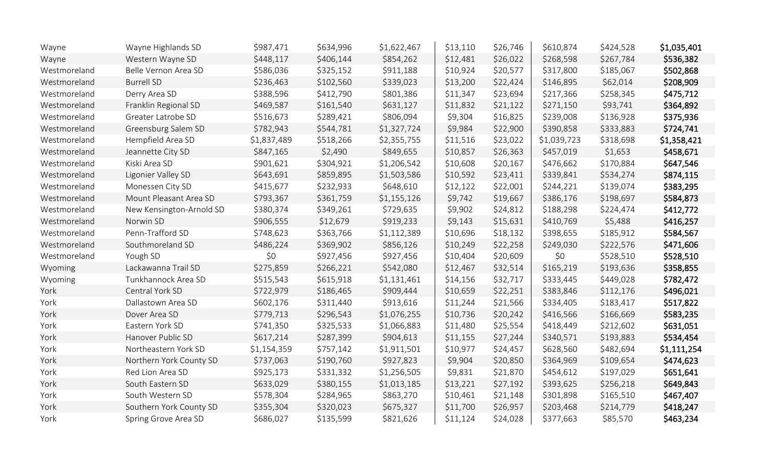| | | | | | | | | | |
|---|---|---|---|---|---|---|---|---|---|
| Wayne | Wayne Highlands SD | $987,471 | $634,996 | $1,622,467 | $13,110 | $26,746 | $610,874 | $424,528 | **$1,035,401** |
| Wayne | Western Wayne SD | $448,117 | $406,144 | $854,262 | $12,481 | $26,022 | $268,598 | $267,784 | **$536,382** |
| Westmoreland | Belle Vernon Area SD | $586,036 | $325,152 | $911,188 | $10,924 | $20,577 | $317,800 | $185,067 | **$502,868** |
| Westmoreland | Burrell SD | $236,463 | $102,560 | $339,023 | $13,200 | $22,424 | $146,895 | $62,014 | **$208,909** |
| Westmoreland | Derry Area SD | $388,596 | $412,790 | $801,386 | $11,347 | $23,694 | $217,366 | $258,345 | **$475,712** |
| Westmoreland | Franklin Regional SD | $469,587 | $161,540 | $631,127 | $11,832 | $21,122 | $271,150 | $93,741 | **$364,892** |
| Westmoreland | Greater Latrobe SD | $516,673 | $289,421 | $806,094 | $9,304 | $16,825 | $239,008 | $136,928 | **$375,936** |
| Westmoreland | Greensburg Salem SD | $782,943 | $544,781 | $1,327,724 | $9,984 | $22,900 | $390,858 | $333,883 | **$724,741** |
| Westmoreland | Hempfield Area SD | $1,837,489 | $518,266 | $2,355,755 | $11,516 | $23,022 | $1,039,723 | $318,698 | **$1,358,421** |
| Westmoreland | Jeannette City SD | $847,165 | $2,490 | $849,655 | $10,857 | $26,363 | $457,019 | $1,653 | **$458,671** |
| Westmoreland | Kiski Area SD | $901,621 | $304,921 | $1,206,542 | $10,608 | $20,167 | $476,662 | $170,884 | **$647,546** |
| Westmoreland | Ligonier Valley SD | $643,691 | $859,895 | $1,503,586 | $10,592 | $23,411 | $339,841 | $534,274 | **$874,115** |
| Westmoreland | Monessen City SD | $415,677 | $232,933 | $648,610 | $12,122 | $22,001 | $244,221 | $139,074 | **$383,295** |
| Westmoreland | Mount Pleasant Area SD | $793,367 | $361,759 | $1,155,126 | $9,742 | $19,667 | $386,176 | $198,697 | **$584,873** |
| Westmoreland | New Kensington-Arnold SD | $380,374 | $349,261 | $729,635 | $9,902 | $24,812 | $188,298 | $224,474 | **$412,772** |
| Westmoreland | Norwin SD | $906,555 | $12,679 | $919,233 | $9,143 | $15,631 | $410,769 | $5,488 | **$416,257** |
| Westmoreland | Penn-Trafford SD | $748,623 | $363,766 | $1,112,389 | $10,696 | $18,132 | $398,655 | $185,912 | **$584,567** |
| Westmoreland | Southmoreland SD | $486,224 | $369,902 | $856,126 | $10,249 | $22,258 | $249,030 | $222,576 | **$471,606** |
| Westmoreland | Yough SD | $0 | $927,456 | $927,456 | $10,404 | $20,609 | $0 | $528,510 | **$528,510** |
| Wyoming | Lackawanna Trail SD | $275,859 | $266,221 | $542,080 | $12,467 | $32,514 | $165,219 | $193,636 | **$358,855** |
| Wyoming | Tunkhannock Area SD | $515,543 | $615,918 | $1,131,461 | $14,156 | $32,717 | $333,445 | $449,028 | **$782,472** |
| York | Central York SD | $722,979 | $186,465 | $909,444 | $10,659 | $22,251 | $383,846 | $112,176 | **$496,021** |
| York | Dallastown Area SD | $602,176 | $311,440 | $913,616 | $11,244 | $21,566 | $334,405 | $183,417 | **$517,822** |
| York | Dover Area SD | $779,713 | $296,543 | $1,076,255 | $10,736 | $20,242 | $416,566 | $166,669 | **$583,235** |
| York | Eastern York SD | $741,350 | $325,533 | $1,066,883 | $11,480 | $25,554 | $418,449 | $212,602 | **$631,051** |
| York | Hanover Public SD | $617,214 | $287,399 | $904,613 | $11,155 | $27,244 | $340,571 | $193,883 | **$534,454** |
| York | Northeastern York SD | $1,154,359 | $757,142 | $1,911,501 | $10,977 | $24,457 | $628,560 | $482,694 | **$1,111,254** |
| York | Northern York County SD | $737,063 | $190,760 | $927,823 | $9,904 | $20,850 | $364,969 | $109,654 | **$474,623** |
| York | Red Lion Area SD | $925,173 | $331,332 | $1,256,505 | $9,831 | $21,870 | $454,612 | $197,029 | **$651,641** |
| York | South Eastern SD | $633,029 | $380,155 | $1,013,185 | $13,221 | $27,192 | $393,625 | $256,218 | **$649,843** |
| York | South Western SD | $578,304 | $284,965 | $863,270 | $10,461 | $21,148 | $301,898 | $165,510 | **$467,407** |
| York | Southern York County SD | $355,304 | $320,023 | $675,327 | $11,700 | $26,957 | $203,468 | $214,779 | **$418,247** |
| York | Spring Grove Area SD | $686,027 | $135,599 | $821,626 | $11,124 | $24,028 | $377,663 | $85,570 | **$463,234** |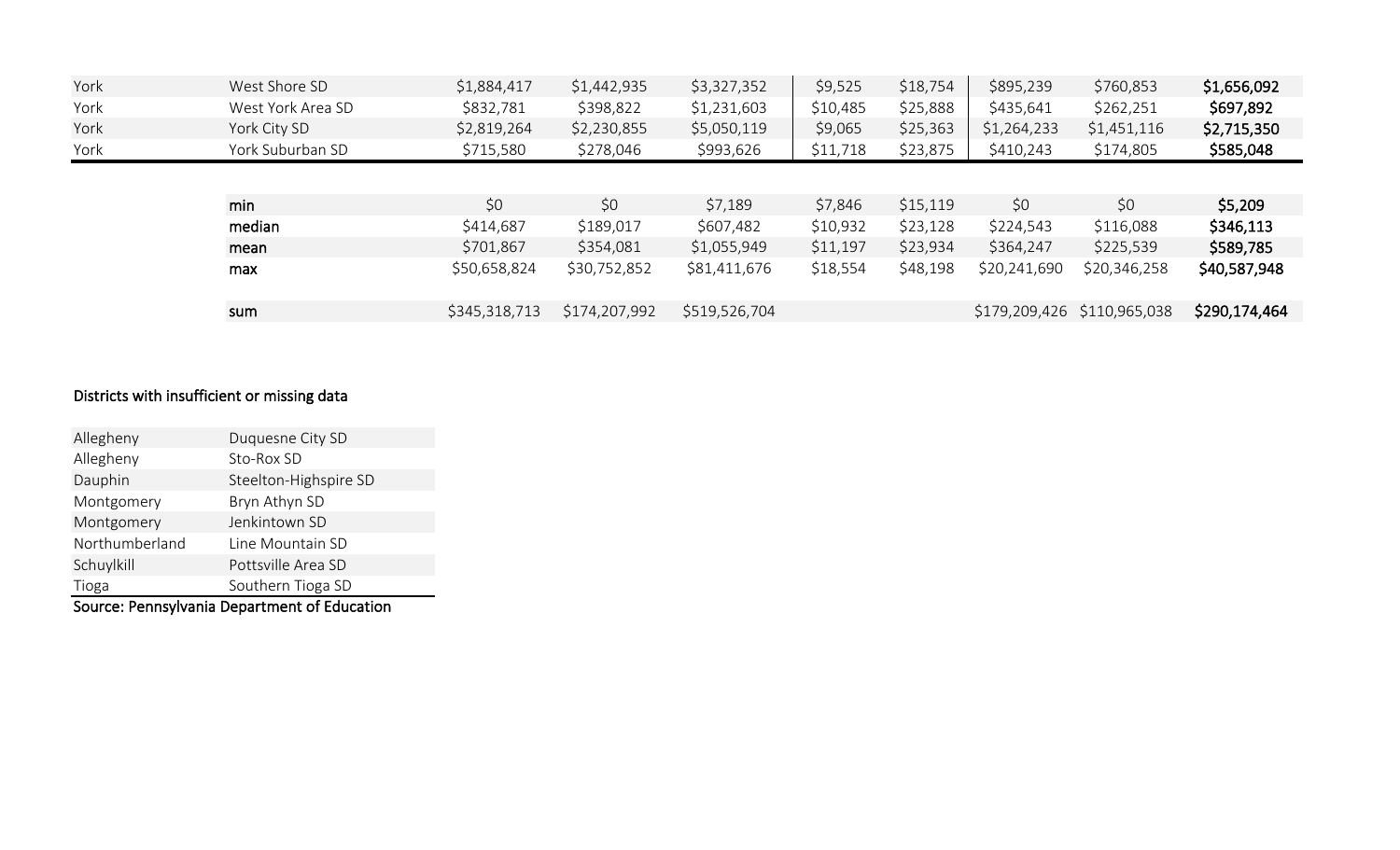| | | | | | | | | | |
|---|---|---|---|---|---|---|---|---|---|
| York | West Shore SD | $1,884,417 | $1,442,935 | $3,327,352 | $9,525 | $18,754 | $895,239 | $760,853 | **$1,656,092** |
| York | West York Area SD | $832,781 | $398,822 | $1,231,603 | $10,485 | $25,888 | $435,641 | $262,251 | **$697,892** |
| York | York City SD | $2,819,264 | $2,230,855 | $5,050,119 | $9,065 | $25,363 | $1,264,233 | $1,451,116 | **$2,715,350** |
| York | York Suburban SD | $715,580 | $278,046 | $993,626 | $11,718 | $23,875 | $410,243 | $174,805 | **$585,048** |
| | min | $0 | $0 | $7,189 | $7,846 | $15,119 | $0 | $0 | **$5,209** |
| | median | $414,687 | $189,017 | $607,482 | $10,932 | $23,128 | $224,543 | $116,088 | **$346,113** |
| | mean | $701,867 | $354,081 | $1,055,949 | $11,197 | $23,934 | $364,247 | $225,539 | **$589,785** |
| | max | $50,658,824 | $30,752,852 | $81,411,676 | $18,554 | $48,198 | $20,241,690 | $20,346,258 | **$40,587,948** |
| | sum | $345,318,713 | $174,207,992 | $519,526,704 | | | $179,209,426 | $110,965,038 | **$290,174,464** |

**Districts with insufficient or missing data**

| | |
|---|---|
| Allegheny | Duquesne City SD |
| Allegheny | Sto-Rox SD |
| Dauphin | Steelton-Highspire SD |
| Montgomery | Bryn Athyn SD |
| Montgomery | Jenkintown SD |
| Northumberland | Line Mountain SD |
| Schuylkill | Pottsville Area SD |
| Tioga | Southern Tioga SD |

**Source: Pennsylvania Department of Education**